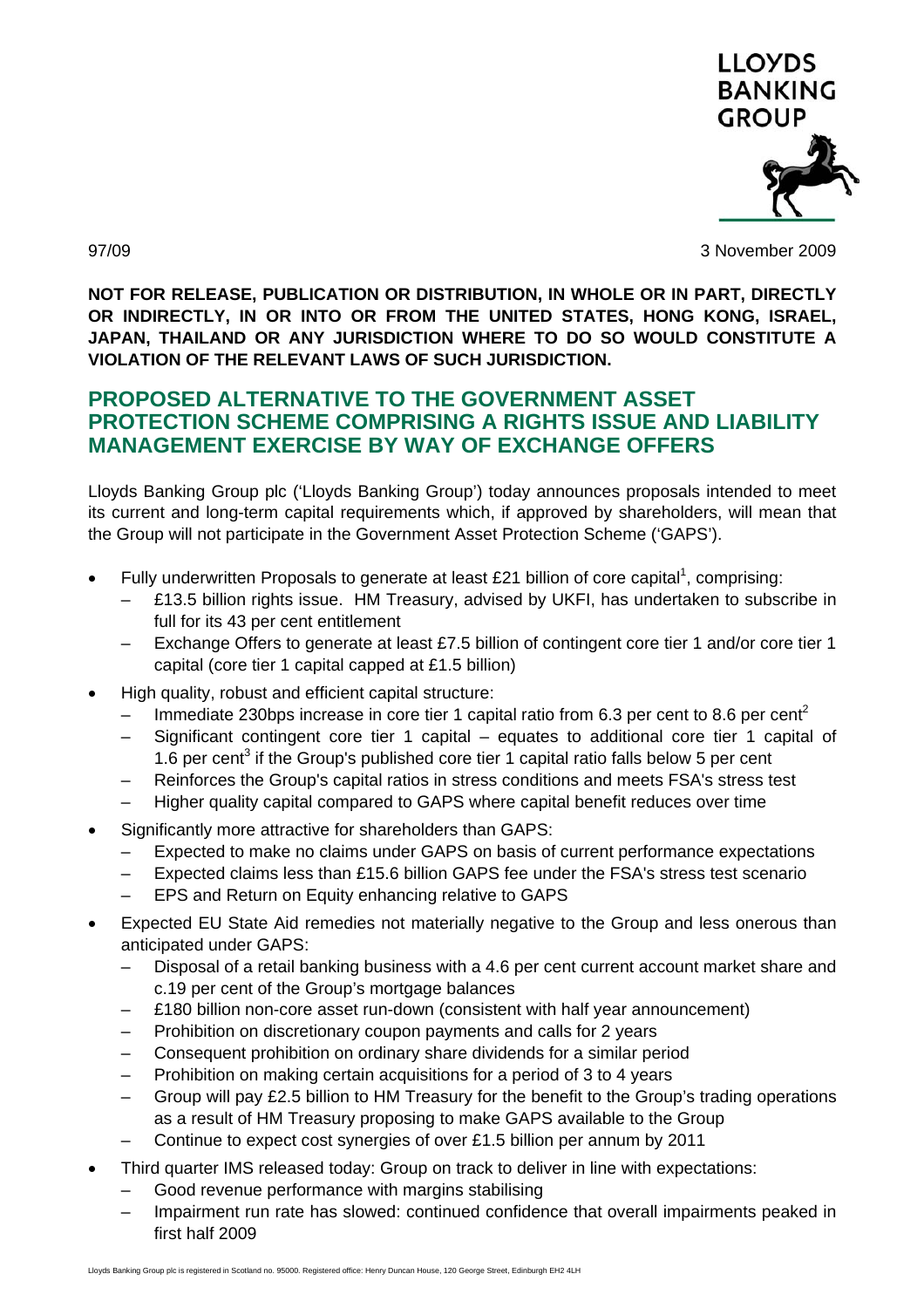LLOYDS BANKING GROUP

97/09

3 November 2009

**NOT FOR RELEASE, PUBLICATION OR DISTRIBUTION, IN WHOLE OR IN PART, DIRECTLY OR INDIRECTLY, IN OR INTO OR FROM THE UNITED STATES, HONG KONG, ISRAEL, JAPAN, THAILAND OR ANY JURISDICTION WHERE TO DO SO WOULD CONSTITUTE A VIOLATION OF THE RELEVANT LAWS OF SUCH JURISDICTION.**

## PROPOSED ALTERNATIVE TO THE GOVERNMENT ASSET PROTECTION SCHEME COMPRISING A RIGHTS ISSUE AND LIABILITY MANAGEMENT EXERCISE BY WAY OF EXCHANGE OFFERS

Lloyds Banking Group plc ('Lloyds Banking Group') today announces proposals intended to meet its current and long-term capital requirements which, if approved by shareholders, will mean that the Group will not participate in the Government Asset Protection Scheme ('GAPS').

- Fully underwritten Proposals to generate at least £21 billion of core capital[1], comprising:
  - £13.5 billion rights issue. HM Treasury, advised by UKFI, has undertaken to subscribe in full for its 43 per cent entitlement
  - Exchange Offers to generate at least £7.5 billion of contingent core tier 1 and/or core tier 1 capital (core tier 1 capital capped at £1.5 billion)
- High quality, robust and efficient capital structure:
  - Immediate 230bps increase in core tier 1 capital ratio from 6.3 per cent to 8.6 per cent[2]
  - Significant contingent core tier 1 capital – equates to additional core tier 1 capital of 1.6 per cent[3] if the Group's published core tier 1 capital ratio falls below 5 per cent
  - Reinforces the Group's capital ratios in stress conditions and meets FSA's stress test
  - Higher quality capital compared to GAPS where capital benefit reduces over time
- Significantly more attractive for shareholders than GAPS:
  - Expected to make no claims under GAPS on basis of current performance expectations
  - Expected claims less than £15.6 billion GAPS fee under the FSA's stress test scenario
  - EPS and Return on Equity enhancing relative to GAPS
- Expected EU State Aid remedies not materially negative to the Group and less onerous than anticipated under GAPS:
  - Disposal of a retail banking business with a 4.6 per cent current account market share and c.19 per cent of the Group's mortgage balances
  - £180 billion non-core asset run-down (consistent with half year announcement)
  - Prohibition on discretionary coupon payments and calls for 2 years
  - Consequent prohibition on ordinary share dividends for a similar period
  - Prohibition on making certain acquisitions for a period of 3 to 4 years
  - Group will pay £2.5 billion to HM Treasury for the benefit to the Group's trading operations as a result of HM Treasury proposing to make GAPS available to the Group
  - Continue to expect cost synergies of over £1.5 billion per annum by 2011
- Third quarter IMS released today: Group on track to deliver in line with expectations:
  - Good revenue performance with margins stabilising
  - Impairment run rate has slowed: continued confidence that overall impairments peaked in first half 2009

Lloyds Banking Group plc is registered in Scotland no. 95000. Registered office: Henry Duncan House, 120 George Street, Edinburgh EH2 4LH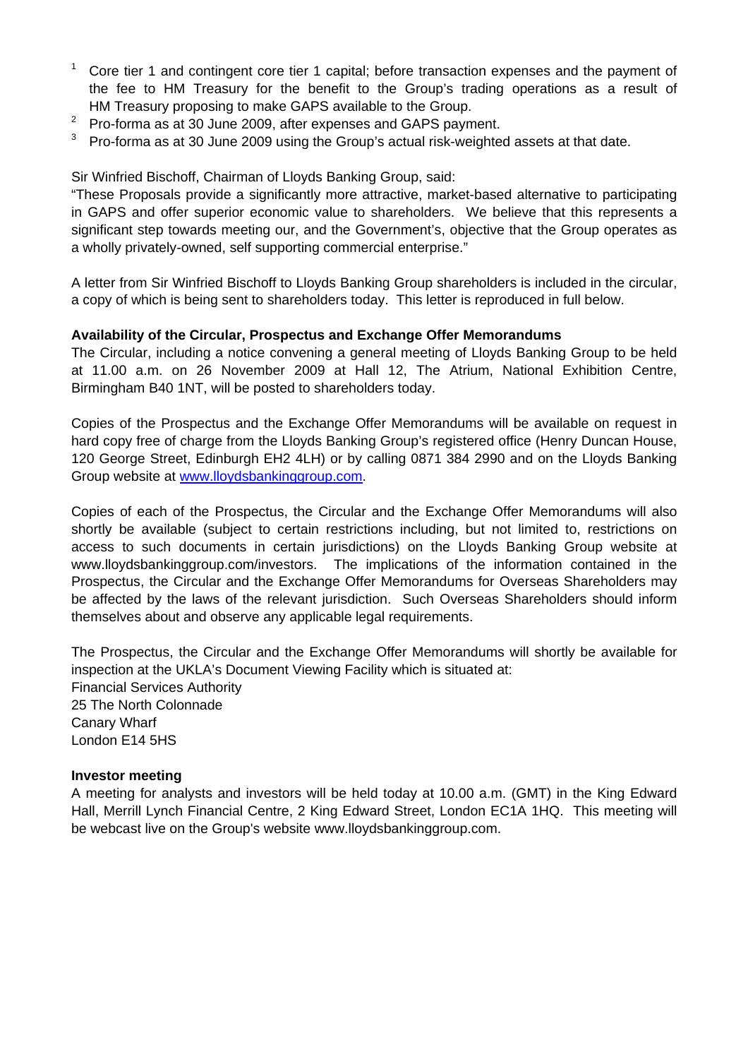[1] Core tier 1 and contingent core tier 1 capital; before transaction expenses and the payment of the fee to HM Treasury for the benefit to the Group's trading operations as a result of HM Treasury proposing to make GAPS available to the Group.

[2] Pro-forma as at 30 June 2009, after expenses and GAPS payment.

[3] Pro-forma as at 30 June 2009 using the Group's actual risk-weighted assets at that date.

Sir Winfried Bischoff, Chairman of Lloyds Banking Group, said:
"These Proposals provide a significantly more attractive, market-based alternative to participating in GAPS and offer superior economic value to shareholders. We believe that this represents a significant step towards meeting our, and the Government's, objective that the Group operates as a wholly privately-owned, self supporting commercial enterprise."

A letter from Sir Winfried Bischoff to Lloyds Banking Group shareholders is included in the circular, a copy of which is being sent to shareholders today. This letter is reproduced in full below.

**Availability of the Circular, Prospectus and Exchange Offer Memorandums**

The Circular, including a notice convening a general meeting of Lloyds Banking Group to be held at 11.00 a.m. on 26 November 2009 at Hall 12, The Atrium, National Exhibition Centre, Birmingham B40 1NT, will be posted to shareholders today.

Copies of the Prospectus and the Exchange Offer Memorandums will be available on request in hard copy free of charge from the Lloyds Banking Group's registered office (Henry Duncan House, 120 George Street, Edinburgh EH2 4LH) or by calling 0871 384 2990 and on the Lloyds Banking Group website at www.lloydsbankinggroup.com.

Copies of each of the Prospectus, the Circular and the Exchange Offer Memorandums will also shortly be available (subject to certain restrictions including, but not limited to, restrictions on access to such documents in certain jurisdictions) on the Lloyds Banking Group website at www.lloydsbankinggroup.com/investors. The implications of the information contained in the Prospectus, the Circular and the Exchange Offer Memorandums for Overseas Shareholders may be affected by the laws of the relevant jurisdiction. Such Overseas Shareholders should inform themselves about and observe any applicable legal requirements.

The Prospectus, the Circular and the Exchange Offer Memorandums will shortly be available for inspection at the UKLA's Document Viewing Facility which is situated at:
Financial Services Authority
25 The North Colonnade
Canary Wharf
London E14 5HS

**Investor meeting**

A meeting for analysts and investors will be held today at 10.00 a.m. (GMT) in the King Edward Hall, Merrill Lynch Financial Centre, 2 King Edward Street, London EC1A 1HQ. This meeting will be webcast live on the Group's website www.lloydsbankinggroup.com.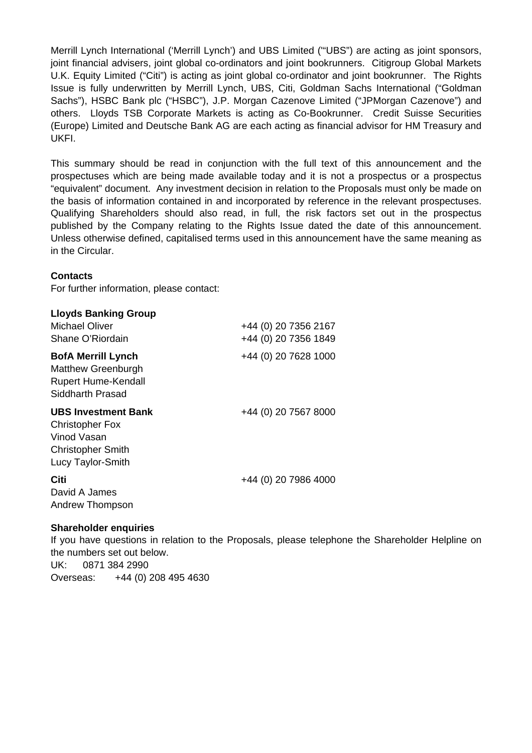Merrill Lynch International ('Merrill Lynch') and UBS Limited ("'UBS") are acting as joint sponsors, joint financial advisers, joint global co-ordinators and joint bookrunners. Citigroup Global Markets U.K. Equity Limited ("Citi") is acting as joint global co-ordinator and joint bookrunner. The Rights Issue is fully underwritten by Merrill Lynch, UBS, Citi, Goldman Sachs International ("Goldman Sachs"), HSBC Bank plc ("HSBC"), J.P. Morgan Cazenove Limited ("JPMorgan Cazenove") and others. Lloyds TSB Corporate Markets is acting as Co-Bookrunner. Credit Suisse Securities (Europe) Limited and Deutsche Bank AG are each acting as financial advisor for HM Treasury and UKFI.

This summary should be read in conjunction with the full text of this announcement and the prospectuses which are being made available today and it is not a prospectus or a prospectus "equivalent" document. Any investment decision in relation to the Proposals must only be made on the basis of information contained in and incorporated by reference in the relevant prospectuses. Qualifying Shareholders should also read, in full, the risk factors set out in the prospectus published by the Company relating to the Rights Issue dated the date of this announcement. Unless otherwise defined, capitalised terms used in this announcement have the same meaning as in the Circular.

**Contacts**

For further information, please contact:

**Lloyds Banking Group**
Michael Oliver +44 (0) 20 7356 2167
Shane O'Riordain +44 (0) 20 7356 1849

**BofA Merrill Lynch** +44 (0) 20 7628 1000
Matthew Greenburgh
Rupert Hume-Kendall
Siddharth Prasad

**UBS Investment Bank** +44 (0) 20 7567 8000
Christopher Fox
Vinod Vasan
Christopher Smith
Lucy Taylor-Smith

**Citi** +44 (0) 20 7986 4000
David A James
Andrew Thompson

**Shareholder enquiries**

If you have questions in relation to the Proposals, please telephone the Shareholder Helpline on the numbers set out below.

UK: 0871 384 2990
Overseas: +44 (0) 208 495 4630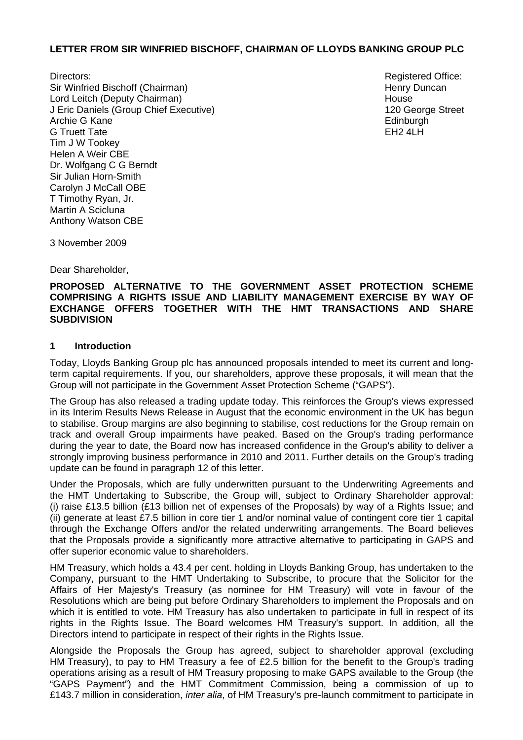**LETTER FROM SIR WINFRIED BISCHOFF, CHAIRMAN OF LLOYDS BANKING GROUP PLC**

Directors:
Sir Winfried Bischoff (Chairman)
Lord Leitch (Deputy Chairman)
J Eric Daniels (Group Chief Executive)
Archie G Kane
G Truett Tate
Tim J W Tookey
Helen A Weir CBE
Dr. Wolfgang C G Berndt
Sir Julian Horn-Smith
Carolyn J McCall OBE
T Timothy Ryan, Jr.
Martin A Scicluna
Anthony Watson CBE

Registered Office:
Henry Duncan
House
120 George Street
Edinburgh
EH2 4LH

3 November 2009

Dear Shareholder,

**PROPOSED ALTERNATIVE TO THE GOVERNMENT ASSET PROTECTION SCHEME COMPRISING A RIGHTS ISSUE AND LIABILITY MANAGEMENT EXERCISE BY WAY OF EXCHANGE OFFERS TOGETHER WITH THE HMT TRANSACTIONS AND SHARE SUBDIVISION**

## 1 Introduction

Today, Lloyds Banking Group plc has announced proposals intended to meet its current and long-term capital requirements. If you, our shareholders, approve these proposals, it will mean that the Group will not participate in the Government Asset Protection Scheme ("GAPS").

The Group has also released a trading update today. This reinforces the Group's views expressed in its Interim Results News Release in August that the economic environment in the UK has begun to stabilise. Group margins are also beginning to stabilise, cost reductions for the Group remain on track and overall Group impairments have peaked. Based on the Group's trading performance during the year to date, the Board now has increased confidence in the Group's ability to deliver a strongly improving business performance in 2010 and 2011. Further details on the Group's trading update can be found in paragraph 12 of this letter.

Under the Proposals, which are fully underwritten pursuant to the Underwriting Agreements and the HMT Undertaking to Subscribe, the Group will, subject to Ordinary Shareholder approval: (i) raise £13.5 billion (£13 billion net of expenses of the Proposals) by way of a Rights Issue; and (ii) generate at least £7.5 billion in core tier 1 and/or nominal value of contingent core tier 1 capital through the Exchange Offers and/or the related underwriting arrangements. The Board believes that the Proposals provide a significantly more attractive alternative to participating in GAPS and offer superior economic value to shareholders.

HM Treasury, which holds a 43.4 per cent. holding in Lloyds Banking Group, has undertaken to the Company, pursuant to the HMT Undertaking to Subscribe, to procure that the Solicitor for the Affairs of Her Majesty's Treasury (as nominee for HM Treasury) will vote in favour of the Resolutions which are being put before Ordinary Shareholders to implement the Proposals and on which it is entitled to vote. HM Treasury has also undertaken to participate in full in respect of its rights in the Rights Issue. The Board welcomes HM Treasury's support. In addition, all the Directors intend to participate in respect of their rights in the Rights Issue.

Alongside the Proposals the Group has agreed, subject to shareholder approval (excluding HM Treasury), to pay to HM Treasury a fee of £2.5 billion for the benefit to the Group's trading operations arising as a result of HM Treasury proposing to make GAPS available to the Group (the "GAPS Payment") and the HMT Commitment Commission, being a commission of up to £143.7 million in consideration, *inter alia*, of HM Treasury's pre-launch commitment to participate in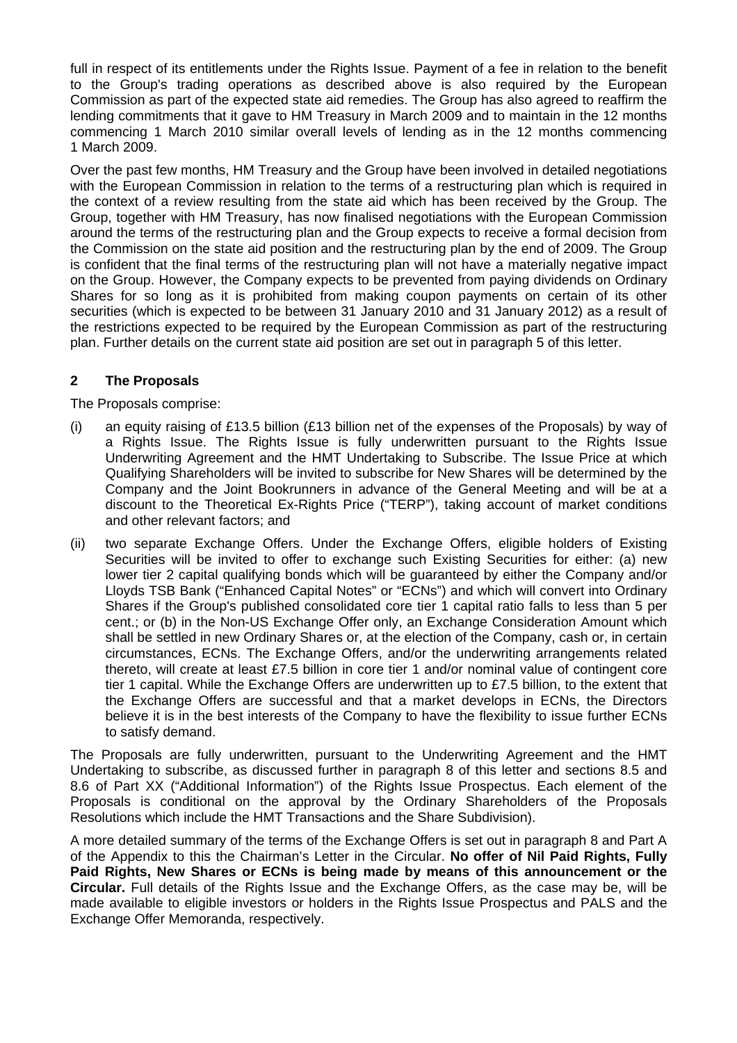full in respect of its entitlements under the Rights Issue. Payment of a fee in relation to the benefit to the Group's trading operations as described above is also required by the European Commission as part of the expected state aid remedies. The Group has also agreed to reaffirm the lending commitments that it gave to HM Treasury in March 2009 and to maintain in the 12 months commencing 1 March 2010 similar overall levels of lending as in the 12 months commencing 1 March 2009.

Over the past few months, HM Treasury and the Group have been involved in detailed negotiations with the European Commission in relation to the terms of a restructuring plan which is required in the context of a review resulting from the state aid which has been received by the Group. The Group, together with HM Treasury, has now finalised negotiations with the European Commission around the terms of the restructuring plan and the Group expects to receive a formal decision from the Commission on the state aid position and the restructuring plan by the end of 2009. The Group is confident that the final terms of the restructuring plan will not have a materially negative impact on the Group. However, the Company expects to be prevented from paying dividends on Ordinary Shares for so long as it is prohibited from making coupon payments on certain of its other securities (which is expected to be between 31 January 2010 and 31 January 2012) as a result of the restrictions expected to be required by the European Commission as part of the restructuring plan. Further details on the current state aid position are set out in paragraph 5 of this letter.

## 2 The Proposals

The Proposals comprise:

(i) an equity raising of £13.5 billion (£13 billion net of the expenses of the Proposals) by way of a Rights Issue. The Rights Issue is fully underwritten pursuant to the Rights Issue Underwriting Agreement and the HMT Undertaking to Subscribe. The Issue Price at which Qualifying Shareholders will be invited to subscribe for New Shares will be determined by the Company and the Joint Bookrunners in advance of the General Meeting and will be at a discount to the Theoretical Ex-Rights Price ("TERP"), taking account of market conditions and other relevant factors; and

(ii) two separate Exchange Offers. Under the Exchange Offers, eligible holders of Existing Securities will be invited to offer to exchange such Existing Securities for either: (a) new lower tier 2 capital qualifying bonds which will be guaranteed by either the Company and/or Lloyds TSB Bank ("Enhanced Capital Notes" or "ECNs") and which will convert into Ordinary Shares if the Group's published consolidated core tier 1 capital ratio falls to less than 5 per cent.; or (b) in the Non-US Exchange Offer only, an Exchange Consideration Amount which shall be settled in new Ordinary Shares or, at the election of the Company, cash or, in certain circumstances, ECNs. The Exchange Offers, and/or the underwriting arrangements related thereto, will create at least £7.5 billion in core tier 1 and/or nominal value of contingent core tier 1 capital. While the Exchange Offers are underwritten up to £7.5 billion, to the extent that the Exchange Offers are successful and that a market develops in ECNs, the Directors believe it is in the best interests of the Company to have the flexibility to issue further ECNs to satisfy demand.

The Proposals are fully underwritten, pursuant to the Underwriting Agreement and the HMT Undertaking to subscribe, as discussed further in paragraph 8 of this letter and sections 8.5 and 8.6 of Part XX ("Additional Information") of the Rights Issue Prospectus. Each element of the Proposals is conditional on the approval by the Ordinary Shareholders of the Proposals Resolutions which include the HMT Transactions and the Share Subdivision).

A more detailed summary of the terms of the Exchange Offers is set out in paragraph 8 and Part A of the Appendix to this the Chairman's Letter in the Circular. **No offer of Nil Paid Rights, Fully Paid Rights, New Shares or ECNs is being made by means of this announcement or the Circular.** Full details of the Rights Issue and the Exchange Offers, as the case may be, will be made available to eligible investors or holders in the Rights Issue Prospectus and PALS and the Exchange Offer Memoranda, respectively.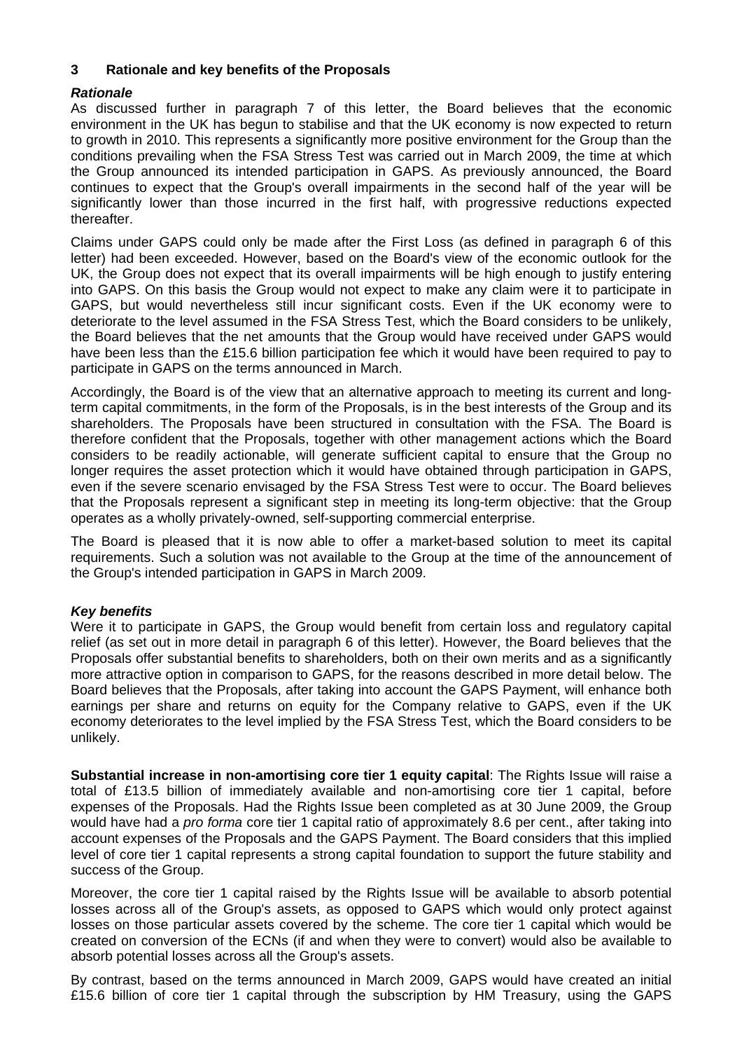## 3 Rationale and key benefits of the Proposals

### *Rationale*

As discussed further in paragraph 7 of this letter, the Board believes that the economic environment in the UK has begun to stabilise and that the UK economy is now expected to return to growth in 2010. This represents a significantly more positive environment for the Group than the conditions prevailing when the FSA Stress Test was carried out in March 2009, the time at which the Group announced its intended participation in GAPS. As previously announced, the Board continues to expect that the Group's overall impairments in the second half of the year will be significantly lower than those incurred in the first half, with progressive reductions expected thereafter.

Claims under GAPS could only be made after the First Loss (as defined in paragraph 6 of this letter) had been exceeded. However, based on the Board's view of the economic outlook for the UK, the Group does not expect that its overall impairments will be high enough to justify entering into GAPS. On this basis the Group would not expect to make any claim were it to participate in GAPS, but would nevertheless still incur significant costs. Even if the UK economy were to deteriorate to the level assumed in the FSA Stress Test, which the Board considers to be unlikely, the Board believes that the net amounts that the Group would have received under GAPS would have been less than the £15.6 billion participation fee which it would have been required to pay to participate in GAPS on the terms announced in March.

Accordingly, the Board is of the view that an alternative approach to meeting its current and long-term capital commitments, in the form of the Proposals, is in the best interests of the Group and its shareholders. The Proposals have been structured in consultation with the FSA. The Board is therefore confident that the Proposals, together with other management actions which the Board considers to be readily actionable, will generate sufficient capital to ensure that the Group no longer requires the asset protection which it would have obtained through participation in GAPS, even if the severe scenario envisaged by the FSA Stress Test were to occur. The Board believes that the Proposals represent a significant step in meeting its long-term objective: that the Group operates as a wholly privately-owned, self-supporting commercial enterprise.

The Board is pleased that it is now able to offer a market-based solution to meet its capital requirements. Such a solution was not available to the Group at the time of the announcement of the Group's intended participation in GAPS in March 2009.

### *Key benefits*

Were it to participate in GAPS, the Group would benefit from certain loss and regulatory capital relief (as set out in more detail in paragraph 6 of this letter). However, the Board believes that the Proposals offer substantial benefits to shareholders, both on their own merits and as a significantly more attractive option in comparison to GAPS, for the reasons described in more detail below. The Board believes that the Proposals, after taking into account the GAPS Payment, will enhance both earnings per share and returns on equity for the Company relative to GAPS, even if the UK economy deteriorates to the level implied by the FSA Stress Test, which the Board considers to be unlikely.

**Substantial increase in non-amortising core tier 1 equity capital**: The Rights Issue will raise a total of £13.5 billion of immediately available and non-amortising core tier 1 capital, before expenses of the Proposals. Had the Rights Issue been completed as at 30 June 2009, the Group would have had a *pro forma* core tier 1 capital ratio of approximately 8.6 per cent., after taking into account expenses of the Proposals and the GAPS Payment. The Board considers that this implied level of core tier 1 capital represents a strong capital foundation to support the future stability and success of the Group.

Moreover, the core tier 1 capital raised by the Rights Issue will be available to absorb potential losses across all of the Group's assets, as opposed to GAPS which would only protect against losses on those particular assets covered by the scheme. The core tier 1 capital which would be created on conversion of the ECNs (if and when they were to convert) would also be available to absorb potential losses across all the Group's assets.

By contrast, based on the terms announced in March 2009, GAPS would have created an initial £15.6 billion of core tier 1 capital through the subscription by HM Treasury, using the GAPS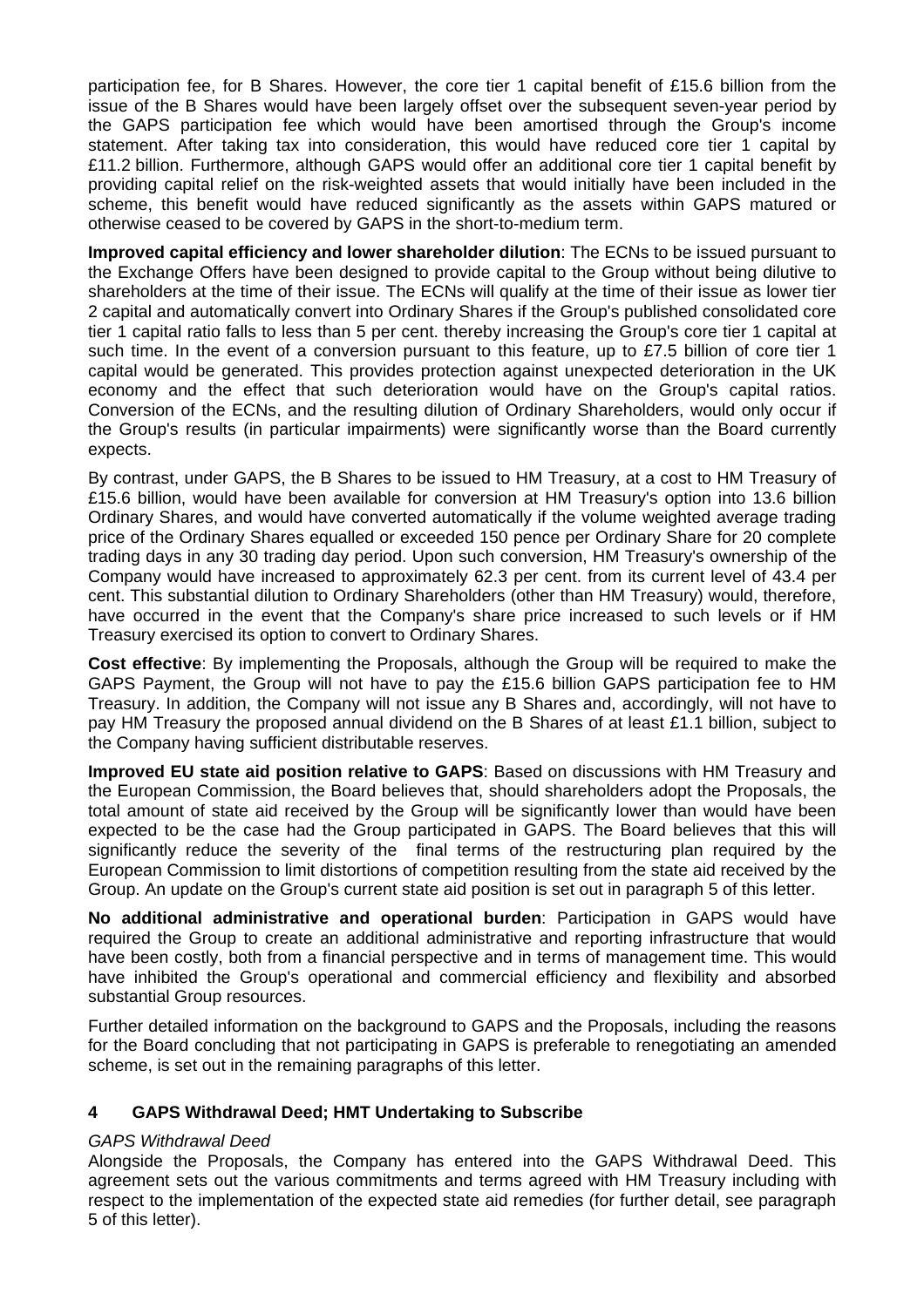participation fee, for B Shares. However, the core tier 1 capital benefit of £15.6 billion from the issue of the B Shares would have been largely offset over the subsequent seven-year period by the GAPS participation fee which would have been amortised through the Group's income statement. After taking tax into consideration, this would have reduced core tier 1 capital by £11.2 billion. Furthermore, although GAPS would offer an additional core tier 1 capital benefit by providing capital relief on the risk-weighted assets that would initially have been included in the scheme, this benefit would have reduced significantly as the assets within GAPS matured or otherwise ceased to be covered by GAPS in the short-to-medium term.

**Improved capital efficiency and lower shareholder dilution**: The ECNs to be issued pursuant to the Exchange Offers have been designed to provide capital to the Group without being dilutive to shareholders at the time of their issue. The ECNs will qualify at the time of their issue as lower tier 2 capital and automatically convert into Ordinary Shares if the Group's published consolidated core tier 1 capital ratio falls to less than 5 per cent. thereby increasing the Group's core tier 1 capital at such time. In the event of a conversion pursuant to this feature, up to £7.5 billion of core tier 1 capital would be generated. This provides protection against unexpected deterioration in the UK economy and the effect that such deterioration would have on the Group's capital ratios. Conversion of the ECNs, and the resulting dilution of Ordinary Shareholders, would only occur if the Group's results (in particular impairments) were significantly worse than the Board currently expects.

By contrast, under GAPS, the B Shares to be issued to HM Treasury, at a cost to HM Treasury of £15.6 billion, would have been available for conversion at HM Treasury's option into 13.6 billion Ordinary Shares, and would have converted automatically if the volume weighted average trading price of the Ordinary Shares equalled or exceeded 150 pence per Ordinary Share for 20 complete trading days in any 30 trading day period. Upon such conversion, HM Treasury's ownership of the Company would have increased to approximately 62.3 per cent. from its current level of 43.4 per cent. This substantial dilution to Ordinary Shareholders (other than HM Treasury) would, therefore, have occurred in the event that the Company's share price increased to such levels or if HM Treasury exercised its option to convert to Ordinary Shares.

**Cost effective**: By implementing the Proposals, although the Group will be required to make the GAPS Payment, the Group will not have to pay the £15.6 billion GAPS participation fee to HM Treasury. In addition, the Company will not issue any B Shares and, accordingly, will not have to pay HM Treasury the proposed annual dividend on the B Shares of at least £1.1 billion, subject to the Company having sufficient distributable reserves.

**Improved EU state aid position relative to GAPS**: Based on discussions with HM Treasury and the European Commission, the Board believes that, should shareholders adopt the Proposals, the total amount of state aid received by the Group will be significantly lower than would have been expected to be the case had the Group participated in GAPS. The Board believes that this will significantly reduce the severity of the final terms of the restructuring plan required by the European Commission to limit distortions of competition resulting from the state aid received by the Group. An update on the Group's current state aid position is set out in paragraph 5 of this letter.

**No additional administrative and operational burden**: Participation in GAPS would have required the Group to create an additional administrative and reporting infrastructure that would have been costly, both from a financial perspective and in terms of management time. This would have inhibited the Group's operational and commercial efficiency and flexibility and absorbed substantial Group resources.

Further detailed information on the background to GAPS and the Proposals, including the reasons for the Board concluding that not participating in GAPS is preferable to renegotiating an amended scheme, is set out in the remaining paragraphs of this letter.

## 4 GAPS Withdrawal Deed; HMT Undertaking to Subscribe

*GAPS Withdrawal Deed*

Alongside the Proposals, the Company has entered into the GAPS Withdrawal Deed. This agreement sets out the various commitments and terms agreed with HM Treasury including with respect to the implementation of the expected state aid remedies (for further detail, see paragraph 5 of this letter).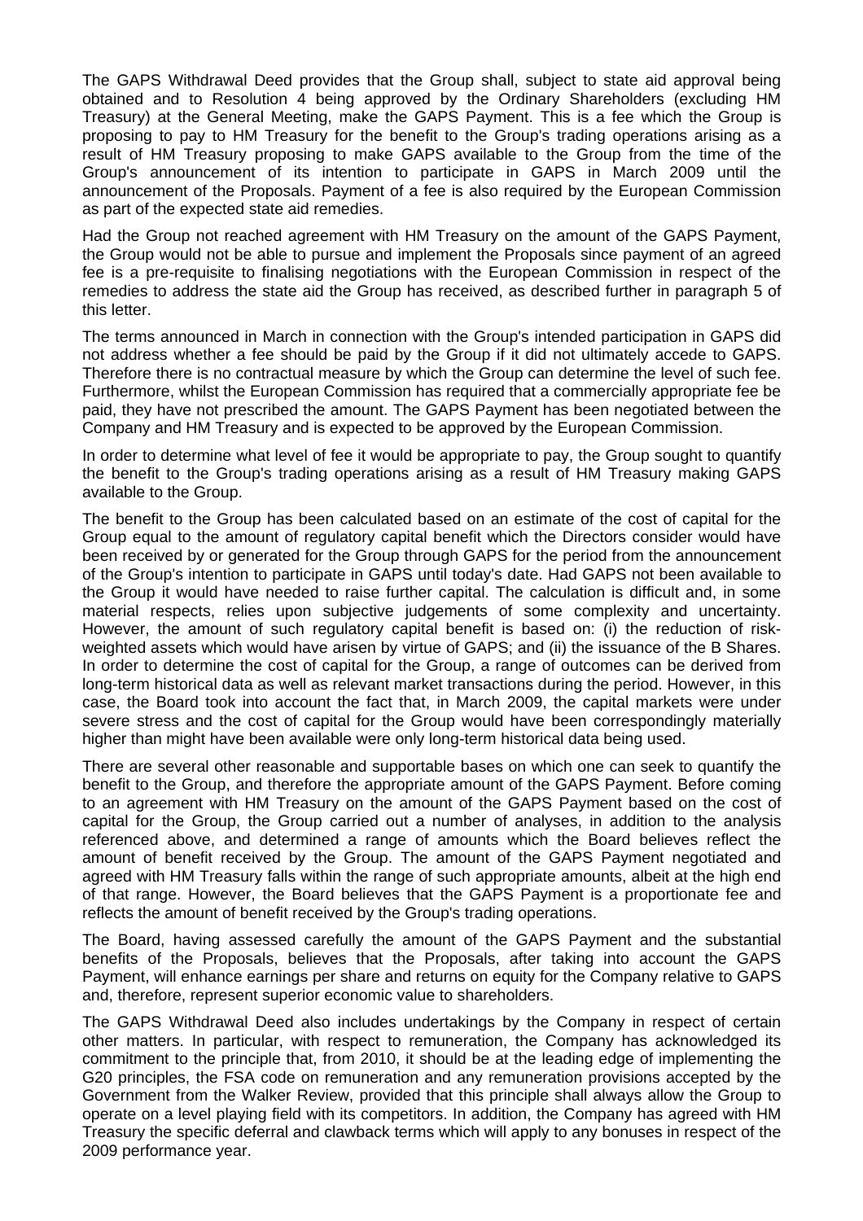The GAPS Withdrawal Deed provides that the Group shall, subject to state aid approval being obtained and to Resolution 4 being approved by the Ordinary Shareholders (excluding HM Treasury) at the General Meeting, make the GAPS Payment. This is a fee which the Group is proposing to pay to HM Treasury for the benefit to the Group's trading operations arising as a result of HM Treasury proposing to make GAPS available to the Group from the time of the Group's announcement of its intention to participate in GAPS in March 2009 until the announcement of the Proposals. Payment of a fee is also required by the European Commission as part of the expected state aid remedies.

Had the Group not reached agreement with HM Treasury on the amount of the GAPS Payment, the Group would not be able to pursue and implement the Proposals since payment of an agreed fee is a pre-requisite to finalising negotiations with the European Commission in respect of the remedies to address the state aid the Group has received, as described further in paragraph 5 of this letter.

The terms announced in March in connection with the Group's intended participation in GAPS did not address whether a fee should be paid by the Group if it did not ultimately accede to GAPS. Therefore there is no contractual measure by which the Group can determine the level of such fee. Furthermore, whilst the European Commission has required that a commercially appropriate fee be paid, they have not prescribed the amount. The GAPS Payment has been negotiated between the Company and HM Treasury and is expected to be approved by the European Commission.

In order to determine what level of fee it would be appropriate to pay, the Group sought to quantify the benefit to the Group's trading operations arising as a result of HM Treasury making GAPS available to the Group.

The benefit to the Group has been calculated based on an estimate of the cost of capital for the Group equal to the amount of regulatory capital benefit which the Directors consider would have been received by or generated for the Group through GAPS for the period from the announcement of the Group's intention to participate in GAPS until today's date. Had GAPS not been available to the Group it would have needed to raise further capital. The calculation is difficult and, in some material respects, relies upon subjective judgements of some complexity and uncertainty. However, the amount of such regulatory capital benefit is based on: (i) the reduction of risk-weighted assets which would have arisen by virtue of GAPS; and (ii) the issuance of the B Shares. In order to determine the cost of capital for the Group, a range of outcomes can be derived from long-term historical data as well as relevant market transactions during the period. However, in this case, the Board took into account the fact that, in March 2009, the capital markets were under severe stress and the cost of capital for the Group would have been correspondingly materially higher than might have been available were only long-term historical data being used.

There are several other reasonable and supportable bases on which one can seek to quantify the benefit to the Group, and therefore the appropriate amount of the GAPS Payment. Before coming to an agreement with HM Treasury on the amount of the GAPS Payment based on the cost of capital for the Group, the Group carried out a number of analyses, in addition to the analysis referenced above, and determined a range of amounts which the Board believes reflect the amount of benefit received by the Group. The amount of the GAPS Payment negotiated and agreed with HM Treasury falls within the range of such appropriate amounts, albeit at the high end of that range. However, the Board believes that the GAPS Payment is a proportionate fee and reflects the amount of benefit received by the Group's trading operations.

The Board, having assessed carefully the amount of the GAPS Payment and the substantial benefits of the Proposals, believes that the Proposals, after taking into account the GAPS Payment, will enhance earnings per share and returns on equity for the Company relative to GAPS and, therefore, represent superior economic value to shareholders.

The GAPS Withdrawal Deed also includes undertakings by the Company in respect of certain other matters. In particular, with respect to remuneration, the Company has acknowledged its commitment to the principle that, from 2010, it should be at the leading edge of implementing the G20 principles, the FSA code on remuneration and any remuneration provisions accepted by the Government from the Walker Review, provided that this principle shall always allow the Group to operate on a level playing field with its competitors. In addition, the Company has agreed with HM Treasury the specific deferral and clawback terms which will apply to any bonuses in respect of the 2009 performance year.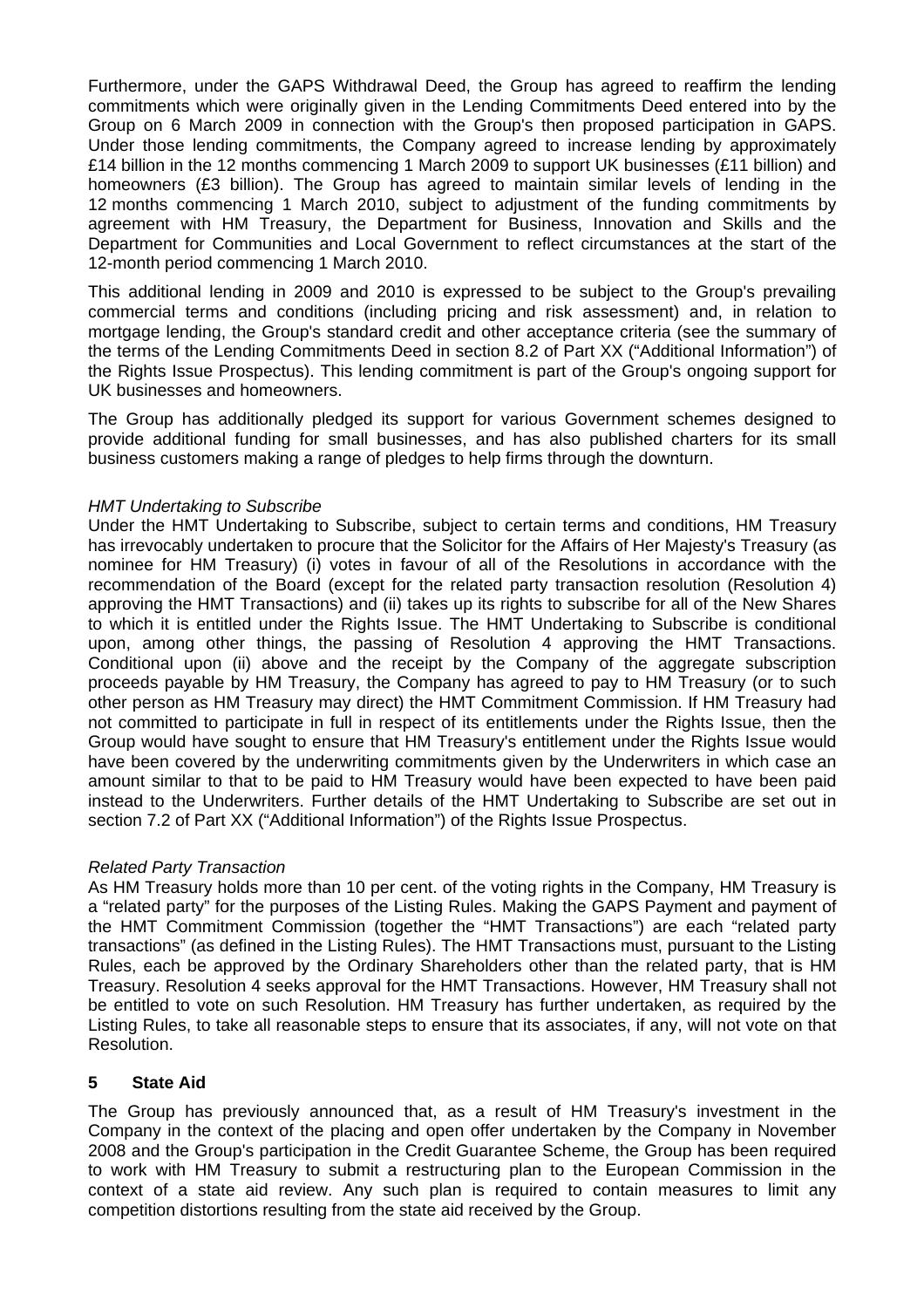Furthermore, under the GAPS Withdrawal Deed, the Group has agreed to reaffirm the lending commitments which were originally given in the Lending Commitments Deed entered into by the Group on 6 March 2009 in connection with the Group's then proposed participation in GAPS. Under those lending commitments, the Company agreed to increase lending by approximately £14 billion in the 12 months commencing 1 March 2009 to support UK businesses (£11 billion) and homeowners (£3 billion). The Group has agreed to maintain similar levels of lending in the 12 months commencing 1 March 2010, subject to adjustment of the funding commitments by agreement with HM Treasury, the Department for Business, Innovation and Skills and the Department for Communities and Local Government to reflect circumstances at the start of the 12-month period commencing 1 March 2010.

This additional lending in 2009 and 2010 is expressed to be subject to the Group's prevailing commercial terms and conditions (including pricing and risk assessment) and, in relation to mortgage lending, the Group's standard credit and other acceptance criteria (see the summary of the terms of the Lending Commitments Deed in section 8.2 of Part XX ("Additional Information") of the Rights Issue Prospectus). This lending commitment is part of the Group's ongoing support for UK businesses and homeowners.

The Group has additionally pledged its support for various Government schemes designed to provide additional funding for small businesses, and has also published charters for its small business customers making a range of pledges to help firms through the downturn.

*HMT Undertaking to Subscribe*

Under the HMT Undertaking to Subscribe, subject to certain terms and conditions, HM Treasury has irrevocably undertaken to procure that the Solicitor for the Affairs of Her Majesty's Treasury (as nominee for HM Treasury) (i) votes in favour of all of the Resolutions in accordance with the recommendation of the Board (except for the related party transaction resolution (Resolution 4) approving the HMT Transactions) and (ii) takes up its rights to subscribe for all of the New Shares to which it is entitled under the Rights Issue. The HMT Undertaking to Subscribe is conditional upon, among other things, the passing of Resolution 4 approving the HMT Transactions. Conditional upon (ii) above and the receipt by the Company of the aggregate subscription proceeds payable by HM Treasury, the Company has agreed to pay to HM Treasury (or to such other person as HM Treasury may direct) the HMT Commitment Commission. If HM Treasury had not committed to participate in full in respect of its entitlements under the Rights Issue, then the Group would have sought to ensure that HM Treasury's entitlement under the Rights Issue would have been covered by the underwriting commitments given by the Underwriters in which case an amount similar to that to be paid to HM Treasury would have been expected to have been paid instead to the Underwriters. Further details of the HMT Undertaking to Subscribe are set out in section 7.2 of Part XX ("Additional Information") of the Rights Issue Prospectus.

*Related Party Transaction*

As HM Treasury holds more than 10 per cent. of the voting rights in the Company, HM Treasury is a "related party" for the purposes of the Listing Rules. Making the GAPS Payment and payment of the HMT Commitment Commission (together the "HMT Transactions") are each "related party transactions" (as defined in the Listing Rules). The HMT Transactions must, pursuant to the Listing Rules, each be approved by the Ordinary Shareholders other than the related party, that is HM Treasury. Resolution 4 seeks approval for the HMT Transactions. However, HM Treasury shall not be entitled to vote on such Resolution. HM Treasury has further undertaken, as required by the Listing Rules, to take all reasonable steps to ensure that its associates, if any, will not vote on that Resolution.

## 5 State Aid

The Group has previously announced that, as a result of HM Treasury's investment in the Company in the context of the placing and open offer undertaken by the Company in November 2008 and the Group's participation in the Credit Guarantee Scheme, the Group has been required to work with HM Treasury to submit a restructuring plan to the European Commission in the context of a state aid review. Any such plan is required to contain measures to limit any competition distortions resulting from the state aid received by the Group.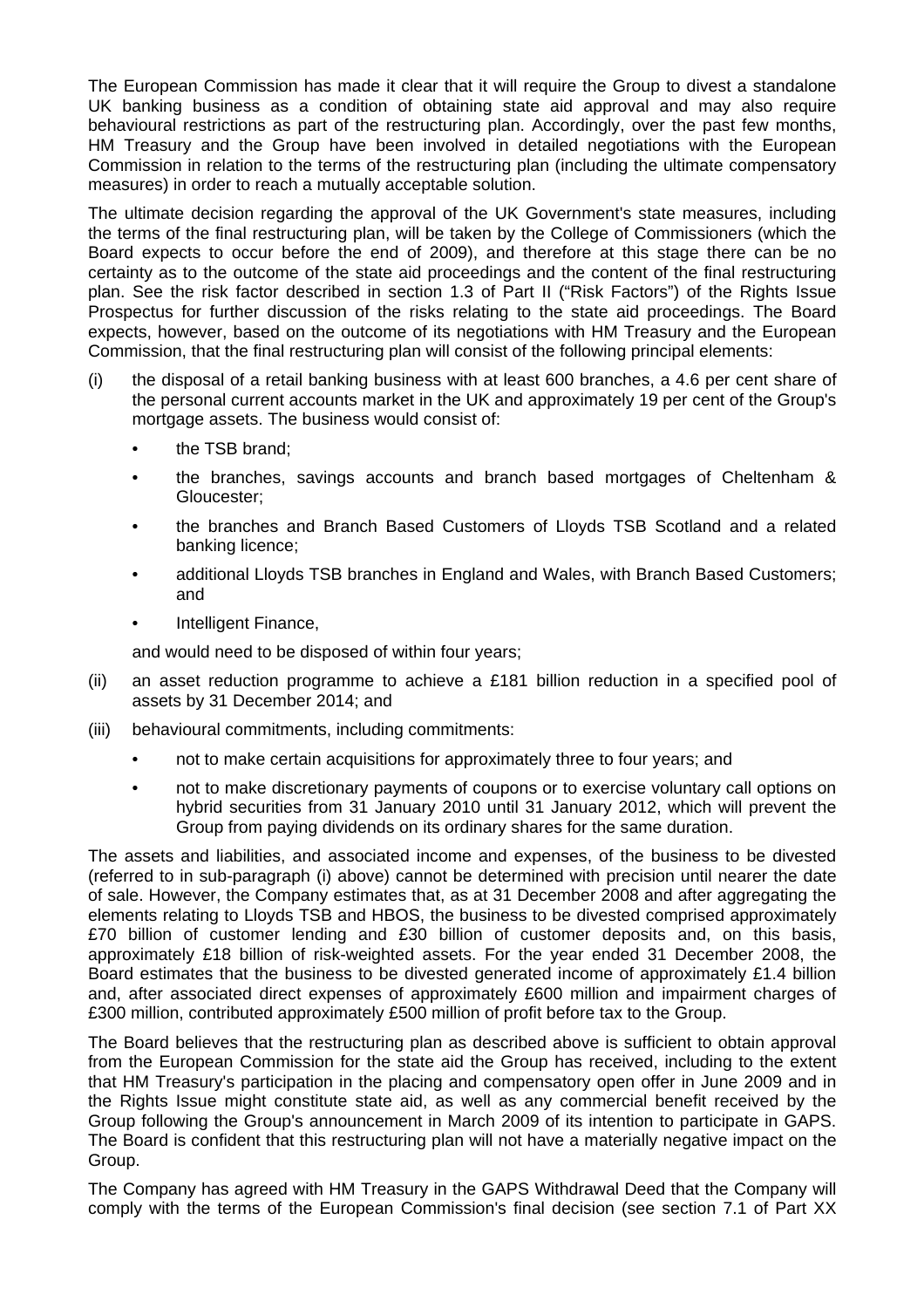The European Commission has made it clear that it will require the Group to divest a standalone UK banking business as a condition of obtaining state aid approval and may also require behavioural restrictions as part of the restructuring plan. Accordingly, over the past few months, HM Treasury and the Group have been involved in detailed negotiations with the European Commission in relation to the terms of the restructuring plan (including the ultimate compensatory measures) in order to reach a mutually acceptable solution.

The ultimate decision regarding the approval of the UK Government's state measures, including the terms of the final restructuring plan, will be taken by the College of Commissioners (which the Board expects to occur before the end of 2009), and therefore at this stage there can be no certainty as to the outcome of the state aid proceedings and the content of the final restructuring plan. See the risk factor described in section 1.3 of Part II ("Risk Factors") of the Rights Issue Prospectus for further discussion of the risks relating to the state aid proceedings. The Board expects, however, based on the outcome of its negotiations with HM Treasury and the European Commission, that the final restructuring plan will consist of the following principal elements:

(i) the disposal of a retail banking business with at least 600 branches, a 4.6 per cent share of the personal current accounts market in the UK and approximately 19 per cent of the Group's mortgage assets. The business would consist of:

- the TSB brand;
- the branches, savings accounts and branch based mortgages of Cheltenham & Gloucester;
- the branches and Branch Based Customers of Lloyds TSB Scotland and a related banking licence;
- additional Lloyds TSB branches in England and Wales, with Branch Based Customers; and
- Intelligent Finance,

and would need to be disposed of within four years;

(ii) an asset reduction programme to achieve a £181 billion reduction in a specified pool of assets by 31 December 2014; and

(iii) behavioural commitments, including commitments:

- not to make certain acquisitions for approximately three to four years; and
- not to make discretionary payments of coupons or to exercise voluntary call options on hybrid securities from 31 January 2010 until 31 January 2012, which will prevent the Group from paying dividends on its ordinary shares for the same duration.

The assets and liabilities, and associated income and expenses, of the business to be divested (referred to in sub-paragraph (i) above) cannot be determined with precision until nearer the date of sale. However, the Company estimates that, as at 31 December 2008 and after aggregating the elements relating to Lloyds TSB and HBOS, the business to be divested comprised approximately £70 billion of customer lending and £30 billion of customer deposits and, on this basis, approximately £18 billion of risk-weighted assets. For the year ended 31 December 2008, the Board estimates that the business to be divested generated income of approximately £1.4 billion and, after associated direct expenses of approximately £600 million and impairment charges of £300 million, contributed approximately £500 million of profit before tax to the Group.

The Board believes that the restructuring plan as described above is sufficient to obtain approval from the European Commission for the state aid the Group has received, including to the extent that HM Treasury's participation in the placing and compensatory open offer in June 2009 and in the Rights Issue might constitute state aid, as well as any commercial benefit received by the Group following the Group's announcement in March 2009 of its intention to participate in GAPS. The Board is confident that this restructuring plan will not have a materially negative impact on the Group.

The Company has agreed with HM Treasury in the GAPS Withdrawal Deed that the Company will comply with the terms of the European Commission's final decision (see section 7.1 of Part XX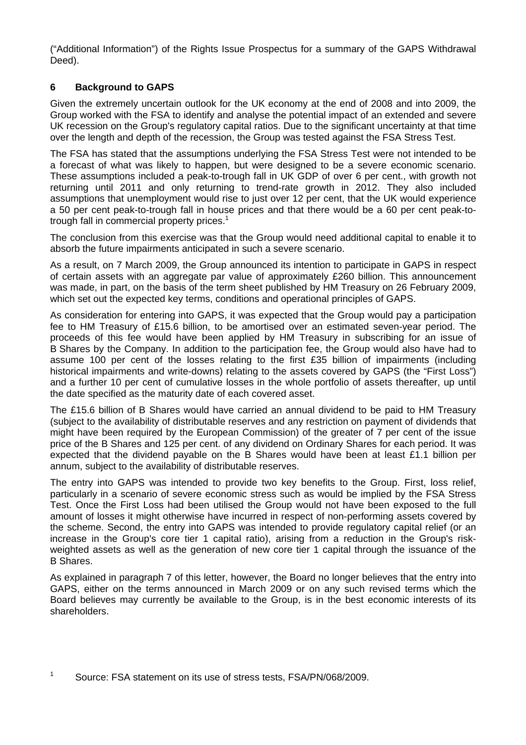("Additional Information") of the Rights Issue Prospectus for a summary of the GAPS Withdrawal Deed).

## 6 Background to GAPS

Given the extremely uncertain outlook for the UK economy at the end of 2008 and into 2009, the Group worked with the FSA to identify and analyse the potential impact of an extended and severe UK recession on the Group's regulatory capital ratios. Due to the significant uncertainty at that time over the length and depth of the recession, the Group was tested against the FSA Stress Test.

The FSA has stated that the assumptions underlying the FSA Stress Test were not intended to be a forecast of what was likely to happen, but were designed to be a severe economic scenario. These assumptions included a peak-to-trough fall in UK GDP of over 6 per cent., with growth not returning until 2011 and only returning to trend-rate growth in 2012. They also included assumptions that unemployment would rise to just over 12 per cent, that the UK would experience a 50 per cent peak-to-trough fall in house prices and that there would be a 60 per cent peak-to-trough fall in commercial property prices.[1]

The conclusion from this exercise was that the Group would need additional capital to enable it to absorb the future impairments anticipated in such a severe scenario.

As a result, on 7 March 2009, the Group announced its intention to participate in GAPS in respect of certain assets with an aggregate par value of approximately £260 billion. This announcement was made, in part, on the basis of the term sheet published by HM Treasury on 26 February 2009, which set out the expected key terms, conditions and operational principles of GAPS.

As consideration for entering into GAPS, it was expected that the Group would pay a participation fee to HM Treasury of £15.6 billion, to be amortised over an estimated seven-year period. The proceeds of this fee would have been applied by HM Treasury in subscribing for an issue of B Shares by the Company. In addition to the participation fee, the Group would also have had to assume 100 per cent of the losses relating to the first £35 billion of impairments (including historical impairments and write-downs) relating to the assets covered by GAPS (the "First Loss") and a further 10 per cent of cumulative losses in the whole portfolio of assets thereafter, up until the date specified as the maturity date of each covered asset.

The £15.6 billion of B Shares would have carried an annual dividend to be paid to HM Treasury (subject to the availability of distributable reserves and any restriction on payment of dividends that might have been required by the European Commission) of the greater of 7 per cent of the issue price of the B Shares and 125 per cent. of any dividend on Ordinary Shares for each period. It was expected that the dividend payable on the B Shares would have been at least £1.1 billion per annum, subject to the availability of distributable reserves.

The entry into GAPS was intended to provide two key benefits to the Group. First, loss relief, particularly in a scenario of severe economic stress such as would be implied by the FSA Stress Test. Once the First Loss had been utilised the Group would not have been exposed to the full amount of losses it might otherwise have incurred in respect of non-performing assets covered by the scheme. Second, the entry into GAPS was intended to provide regulatory capital relief (or an increase in the Group's core tier 1 capital ratio), arising from a reduction in the Group's risk-weighted assets as well as the generation of new core tier 1 capital through the issuance of the B Shares.

As explained in paragraph 7 of this letter, however, the Board no longer believes that the entry into GAPS, either on the terms announced in March 2009 or on any such revised terms which the Board believes may currently be available to the Group, is in the best economic interests of its shareholders.

[1] Source: FSA statement on its use of stress tests, FSA/PN/068/2009.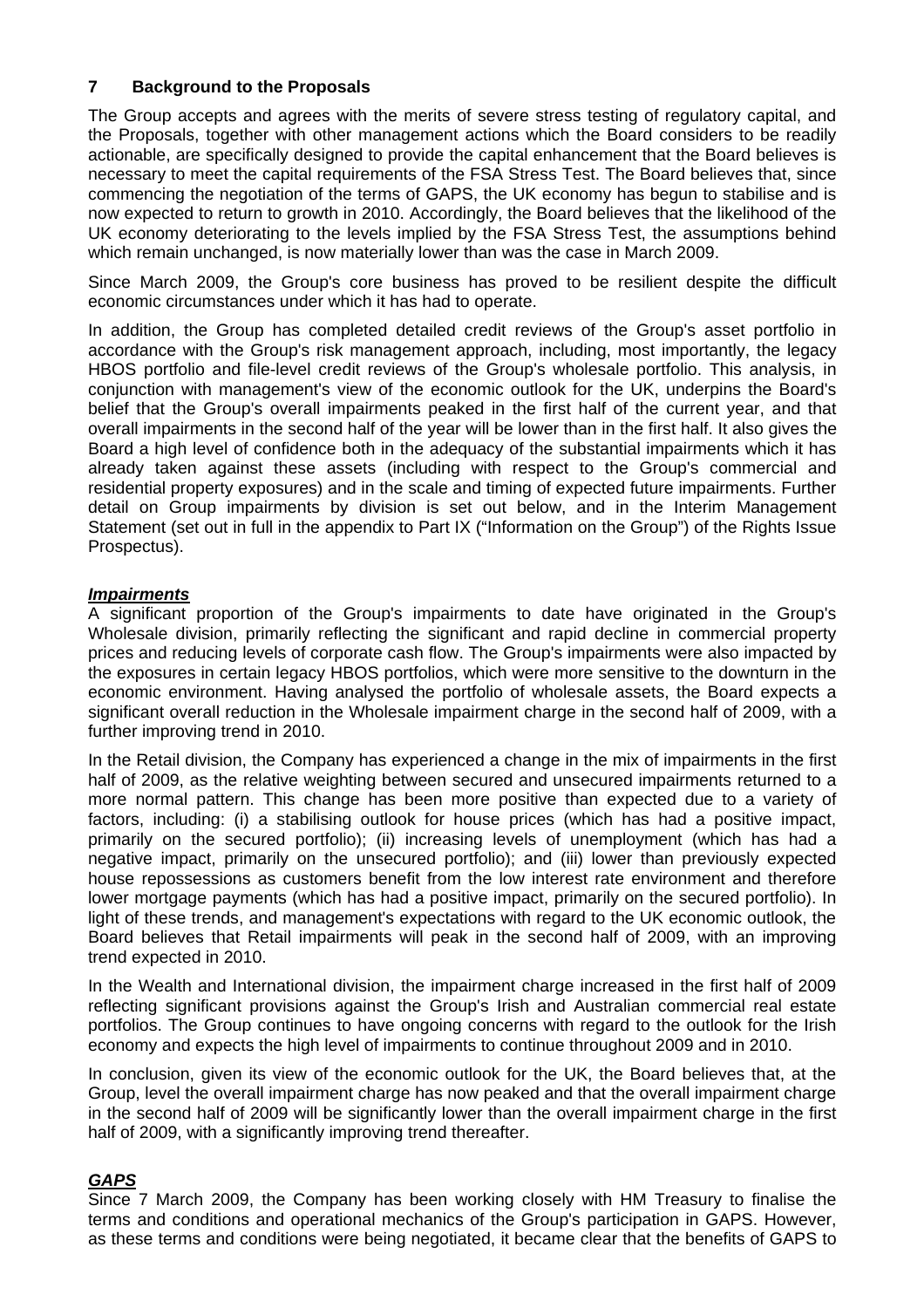## 7 Background to the Proposals

The Group accepts and agrees with the merits of severe stress testing of regulatory capital, and the Proposals, together with other management actions which the Board considers to be readily actionable, are specifically designed to provide the capital enhancement that the Board believes is necessary to meet the capital requirements of the FSA Stress Test. The Board believes that, since commencing the negotiation of the terms of GAPS, the UK economy has begun to stabilise and is now expected to return to growth in 2010. Accordingly, the Board believes that the likelihood of the UK economy deteriorating to the levels implied by the FSA Stress Test, the assumptions behind which remain unchanged, is now materially lower than was the case in March 2009.

Since March 2009, the Group's core business has proved to be resilient despite the difficult economic circumstances under which it has had to operate.

In addition, the Group has completed detailed credit reviews of the Group's asset portfolio in accordance with the Group's risk management approach, including, most importantly, the legacy HBOS portfolio and file-level credit reviews of the Group's wholesale portfolio. This analysis, in conjunction with management's view of the economic outlook for the UK, underpins the Board's belief that the Group's overall impairments peaked in the first half of the current year, and that overall impairments in the second half of the year will be lower than in the first half. It also gives the Board a high level of confidence both in the adequacy of the substantial impairments which it has already taken against these assets (including with respect to the Group's commercial and residential property exposures) and in the scale and timing of expected future impairments. Further detail on Group impairments by division is set out below, and in the Interim Management Statement (set out in full in the appendix to Part IX ("Information on the Group") of the Rights Issue Prospectus).

***Impairments***

A significant proportion of the Group's impairments to date have originated in the Group's Wholesale division, primarily reflecting the significant and rapid decline in commercial property prices and reducing levels of corporate cash flow. The Group's impairments were also impacted by the exposures in certain legacy HBOS portfolios, which were more sensitive to the downturn in the economic environment. Having analysed the portfolio of wholesale assets, the Board expects a significant overall reduction in the Wholesale impairment charge in the second half of 2009, with a further improving trend in 2010.

In the Retail division, the Company has experienced a change in the mix of impairments in the first half of 2009, as the relative weighting between secured and unsecured impairments returned to a more normal pattern. This change has been more positive than expected due to a variety of factors, including: (i) a stabilising outlook for house prices (which has had a positive impact, primarily on the secured portfolio); (ii) increasing levels of unemployment (which has had a negative impact, primarily on the unsecured portfolio); and (iii) lower than previously expected house repossessions as customers benefit from the low interest rate environment and therefore lower mortgage payments (which has had a positive impact, primarily on the secured portfolio). In light of these trends, and management's expectations with regard to the UK economic outlook, the Board believes that Retail impairments will peak in the second half of 2009, with an improving trend expected in 2010.

In the Wealth and International division, the impairment charge increased in the first half of 2009 reflecting significant provisions against the Group's Irish and Australian commercial real estate portfolios. The Group continues to have ongoing concerns with regard to the outlook for the Irish economy and expects the high level of impairments to continue throughout 2009 and in 2010.

In conclusion, given its view of the economic outlook for the UK, the Board believes that, at the Group, level the overall impairment charge has now peaked and that the overall impairment charge in the second half of 2009 will be significantly lower than the overall impairment charge in the first half of 2009, with a significantly improving trend thereafter.

***GAPS***

Since 7 March 2009, the Company has been working closely with HM Treasury to finalise the terms and conditions and operational mechanics of the Group's participation in GAPS. However, as these terms and conditions were being negotiated, it became clear that the benefits of GAPS to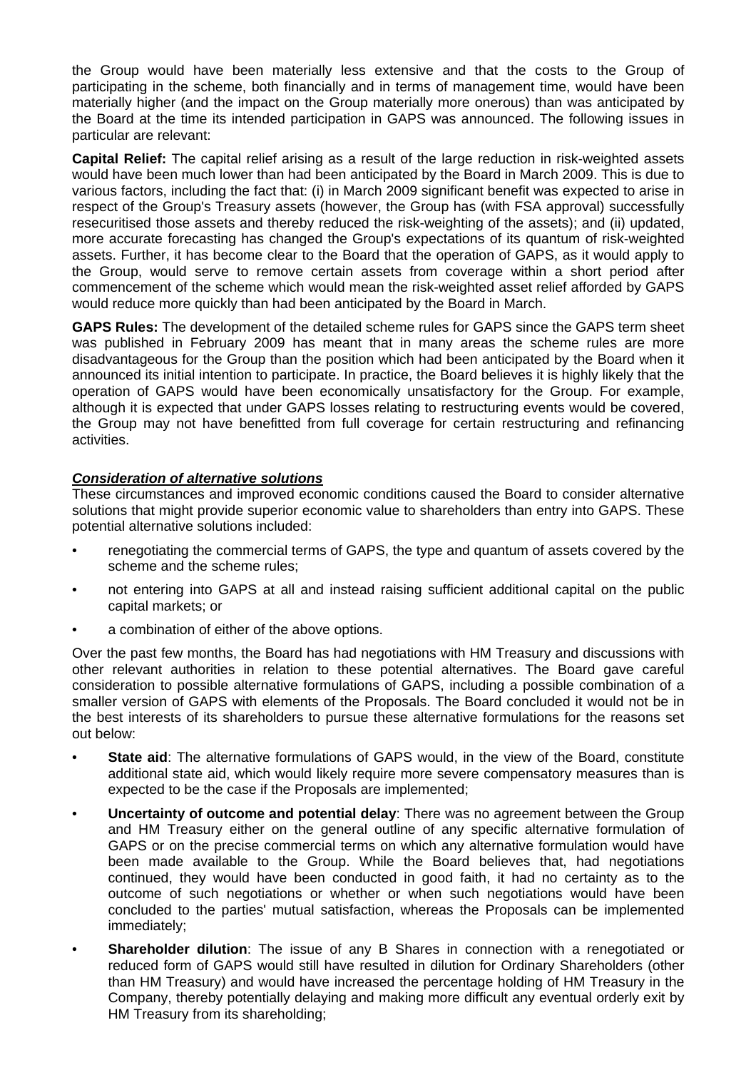the Group would have been materially less extensive and that the costs to the Group of participating in the scheme, both financially and in terms of management time, would have been materially higher (and the impact on the Group materially more onerous) than was anticipated by the Board at the time its intended participation in GAPS was announced. The following issues in particular are relevant:

**Capital Relief:** The capital relief arising as a result of the large reduction in risk-weighted assets would have been much lower than had been anticipated by the Board in March 2009. This is due to various factors, including the fact that: (i) in March 2009 significant benefit was expected to arise in respect of the Group's Treasury assets (however, the Group has (with FSA approval) successfully resecuritised those assets and thereby reduced the risk-weighting of the assets); and (ii) updated, more accurate forecasting has changed the Group's expectations of its quantum of risk-weighted assets. Further, it has become clear to the Board that the operation of GAPS, as it would apply to the Group, would serve to remove certain assets from coverage within a short period after commencement of the scheme which would mean the risk-weighted asset relief afforded by GAPS would reduce more quickly than had been anticipated by the Board in March.

**GAPS Rules:** The development of the detailed scheme rules for GAPS since the GAPS term sheet was published in February 2009 has meant that in many areas the scheme rules are more disadvantageous for the Group than the position which had been anticipated by the Board when it announced its initial intention to participate. In practice, the Board believes it is highly likely that the operation of GAPS would have been economically unsatisfactory for the Group. For example, although it is expected that under GAPS losses relating to restructuring events would be covered, the Group may not have benefitted from full coverage for certain restructuring and refinancing activities.

***Consideration of alternative solutions***

These circumstances and improved economic conditions caused the Board to consider alternative solutions that might provide superior economic value to shareholders than entry into GAPS. These potential alternative solutions included:

- renegotiating the commercial terms of GAPS, the type and quantum of assets covered by the scheme and the scheme rules;
- not entering into GAPS at all and instead raising sufficient additional capital on the public capital markets; or
- a combination of either of the above options.

Over the past few months, the Board has had negotiations with HM Treasury and discussions with other relevant authorities in relation to these potential alternatives. The Board gave careful consideration to possible alternative formulations of GAPS, including a possible combination of a smaller version of GAPS with elements of the Proposals. The Board concluded it would not be in the best interests of its shareholders to pursue these alternative formulations for the reasons set out below:

- **State aid**: The alternative formulations of GAPS would, in the view of the Board, constitute additional state aid, which would likely require more severe compensatory measures than is expected to be the case if the Proposals are implemented;
- **Uncertainty of outcome and potential delay**: There was no agreement between the Group and HM Treasury either on the general outline of any specific alternative formulation of GAPS or on the precise commercial terms on which any alternative formulation would have been made available to the Group. While the Board believes that, had negotiations continued, they would have been conducted in good faith, it had no certainty as to the outcome of such negotiations or whether or when such negotiations would have been concluded to the parties' mutual satisfaction, whereas the Proposals can be implemented immediately;
- **Shareholder dilution**: The issue of any B Shares in connection with a renegotiated or reduced form of GAPS would still have resulted in dilution for Ordinary Shareholders (other than HM Treasury) and would have increased the percentage holding of HM Treasury in the Company, thereby potentially delaying and making more difficult any eventual orderly exit by HM Treasury from its shareholding;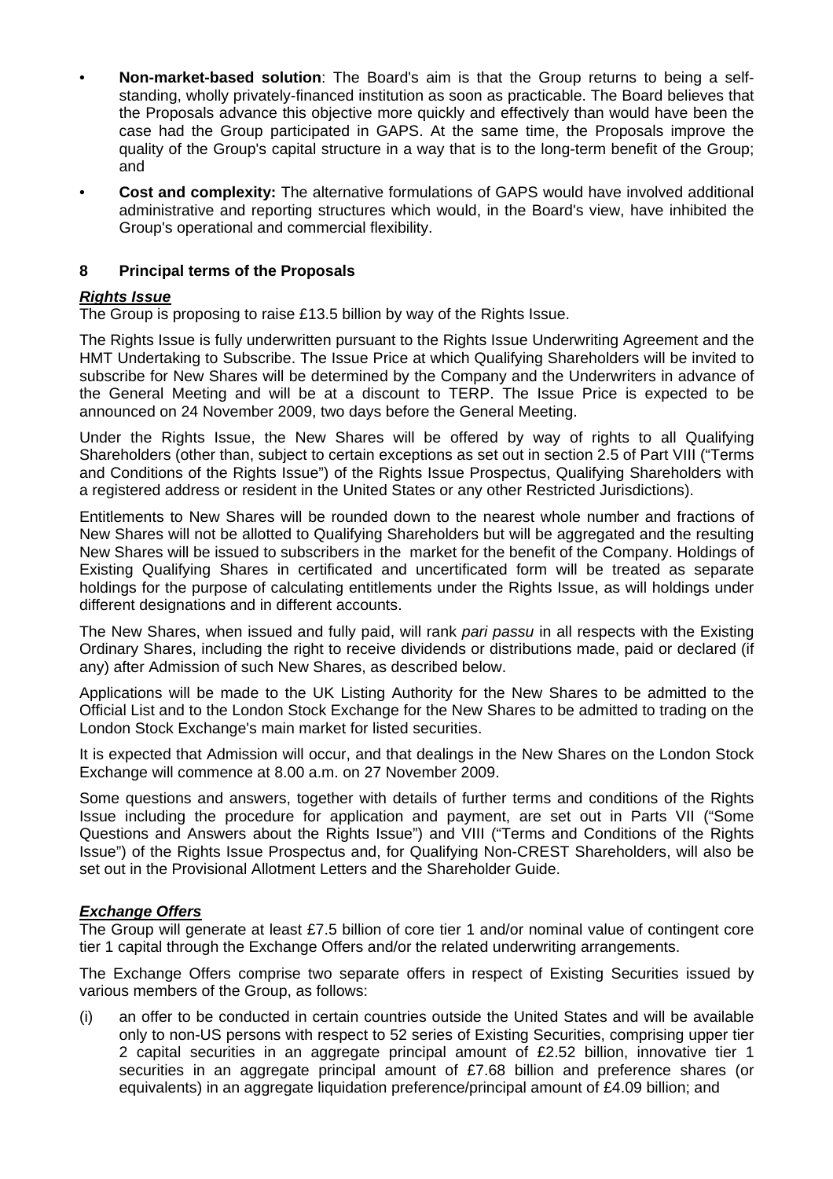- **Non-market-based solution**: The Board's aim is that the Group returns to being a self-standing, wholly privately-financed institution as soon as practicable. The Board believes that the Proposals advance this objective more quickly and effectively than would have been the case had the Group participated in GAPS. At the same time, the Proposals improve the quality of the Group's capital structure in a way that is to the long-term benefit of the Group; and
- **Cost and complexity:** The alternative formulations of GAPS would have involved additional administrative and reporting structures which would, in the Board's view, have inhibited the Group's operational and commercial flexibility.

## 8 Principal terms of the Proposals

***Rights Issue***

The Group is proposing to raise £13.5 billion by way of the Rights Issue.

The Rights Issue is fully underwritten pursuant to the Rights Issue Underwriting Agreement and the HMT Undertaking to Subscribe. The Issue Price at which Qualifying Shareholders will be invited to subscribe for New Shares will be determined by the Company and the Underwriters in advance of the General Meeting and will be at a discount to TERP. The Issue Price is expected to be announced on 24 November 2009, two days before the General Meeting.

Under the Rights Issue, the New Shares will be offered by way of rights to all Qualifying Shareholders (other than, subject to certain exceptions as set out in section 2.5 of Part VIII ("Terms and Conditions of the Rights Issue") of the Rights Issue Prospectus, Qualifying Shareholders with a registered address or resident in the United States or any other Restricted Jurisdictions).

Entitlements to New Shares will be rounded down to the nearest whole number and fractions of New Shares will not be allotted to Qualifying Shareholders but will be aggregated and the resulting New Shares will be issued to subscribers in the market for the benefit of the Company. Holdings of Existing Qualifying Shares in certificated and uncertificated form will be treated as separate holdings for the purpose of calculating entitlements under the Rights Issue, as will holdings under different designations and in different accounts.

The New Shares, when issued and fully paid, will rank *pari passu* in all respects with the Existing Ordinary Shares, including the right to receive dividends or distributions made, paid or declared (if any) after Admission of such New Shares, as described below.

Applications will be made to the UK Listing Authority for the New Shares to be admitted to the Official List and to the London Stock Exchange for the New Shares to be admitted to trading on the London Stock Exchange's main market for listed securities.

It is expected that Admission will occur, and that dealings in the New Shares on the London Stock Exchange will commence at 8.00 a.m. on 27 November 2009.

Some questions and answers, together with details of further terms and conditions of the Rights Issue including the procedure for application and payment, are set out in Parts VII ("Some Questions and Answers about the Rights Issue") and VIII ("Terms and Conditions of the Rights Issue") of the Rights Issue Prospectus and, for Qualifying Non-CREST Shareholders, will also be set out in the Provisional Allotment Letters and the Shareholder Guide.

***Exchange Offers***

The Group will generate at least £7.5 billion of core tier 1 and/or nominal value of contingent core tier 1 capital through the Exchange Offers and/or the related underwriting arrangements.

The Exchange Offers comprise two separate offers in respect of Existing Securities issued by various members of the Group, as follows:

(i) an offer to be conducted in certain countries outside the United States and will be available only to non-US persons with respect to 52 series of Existing Securities, comprising upper tier 2 capital securities in an aggregate principal amount of £2.52 billion, innovative tier 1 securities in an aggregate principal amount of £7.68 billion and preference shares (or equivalents) in an aggregate liquidation preference/principal amount of £4.09 billion; and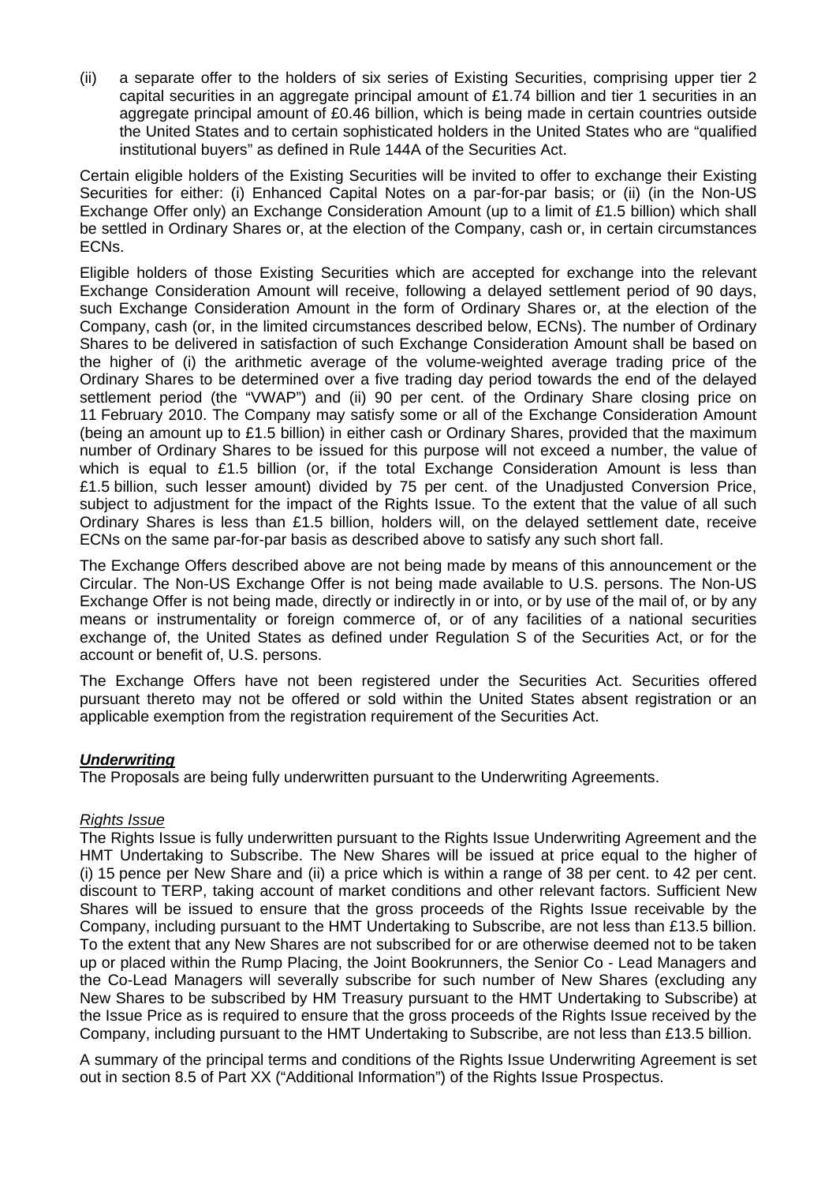(ii) a separate offer to the holders of six series of Existing Securities, comprising upper tier 2 capital securities in an aggregate principal amount of £1.74 billion and tier 1 securities in an aggregate principal amount of £0.46 billion, which is being made in certain countries outside the United States and to certain sophisticated holders in the United States who are "qualified institutional buyers" as defined in Rule 144A of the Securities Act.

Certain eligible holders of the Existing Securities will be invited to offer to exchange their Existing Securities for either: (i) Enhanced Capital Notes on a par-for-par basis; or (ii) (in the Non-US Exchange Offer only) an Exchange Consideration Amount (up to a limit of £1.5 billion) which shall be settled in Ordinary Shares or, at the election of the Company, cash or, in certain circumstances ECNs.

Eligible holders of those Existing Securities which are accepted for exchange into the relevant Exchange Consideration Amount will receive, following a delayed settlement period of 90 days, such Exchange Consideration Amount in the form of Ordinary Shares or, at the election of the Company, cash (or, in the limited circumstances described below, ECNs). The number of Ordinary Shares to be delivered in satisfaction of such Exchange Consideration Amount shall be based on the higher of (i) the arithmetic average of the volume-weighted average trading price of the Ordinary Shares to be determined over a five trading day period towards the end of the delayed settlement period (the "VWAP") and (ii) 90 per cent. of the Ordinary Share closing price on 11 February 2010. The Company may satisfy some or all of the Exchange Consideration Amount (being an amount up to £1.5 billion) in either cash or Ordinary Shares, provided that the maximum number of Ordinary Shares to be issued for this purpose will not exceed a number, the value of which is equal to £1.5 billion (or, if the total Exchange Consideration Amount is less than £1.5 billion, such lesser amount) divided by 75 per cent. of the Unadjusted Conversion Price, subject to adjustment for the impact of the Rights Issue. To the extent that the value of all such Ordinary Shares is less than £1.5 billion, holders will, on the delayed settlement date, receive ECNs on the same par-for-par basis as described above to satisfy any such short fall.

The Exchange Offers described above are not being made by means of this announcement or the Circular. The Non-US Exchange Offer is not being made available to U.S. persons. The Non-US Exchange Offer is not being made, directly or indirectly in or into, or by use of the mail of, or by any means or instrumentality or foreign commerce of, or of any facilities of a national securities exchange of, the United States as defined under Regulation S of the Securities Act, or for the account or benefit of, U.S. persons.

The Exchange Offers have not been registered under the Securities Act. Securities offered pursuant thereto may not be offered or sold within the United States absent registration or an applicable exemption from the registration requirement of the Securities Act.

***Underwriting***

The Proposals are being fully underwritten pursuant to the Underwriting Agreements.

*Rights Issue*

The Rights Issue is fully underwritten pursuant to the Rights Issue Underwriting Agreement and the HMT Undertaking to Subscribe. The New Shares will be issued at price equal to the higher of (i) 15 pence per New Share and (ii) a price which is within a range of 38 per cent. to 42 per cent. discount to TERP, taking account of market conditions and other relevant factors. Sufficient New Shares will be issued to ensure that the gross proceeds of the Rights Issue receivable by the Company, including pursuant to the HMT Undertaking to Subscribe, are not less than £13.5 billion. To the extent that any New Shares are not subscribed for or are otherwise deemed not to be taken up or placed within the Rump Placing, the Joint Bookrunners, the Senior Co - Lead Managers and the Co-Lead Managers will severally subscribe for such number of New Shares (excluding any New Shares to be subscribed by HM Treasury pursuant to the HMT Undertaking to Subscribe) at the Issue Price as is required to ensure that the gross proceeds of the Rights Issue received by the Company, including pursuant to the HMT Undertaking to Subscribe, are not less than £13.5 billion.

A summary of the principal terms and conditions of the Rights Issue Underwriting Agreement is set out in section 8.5 of Part XX ("Additional Information") of the Rights Issue Prospectus.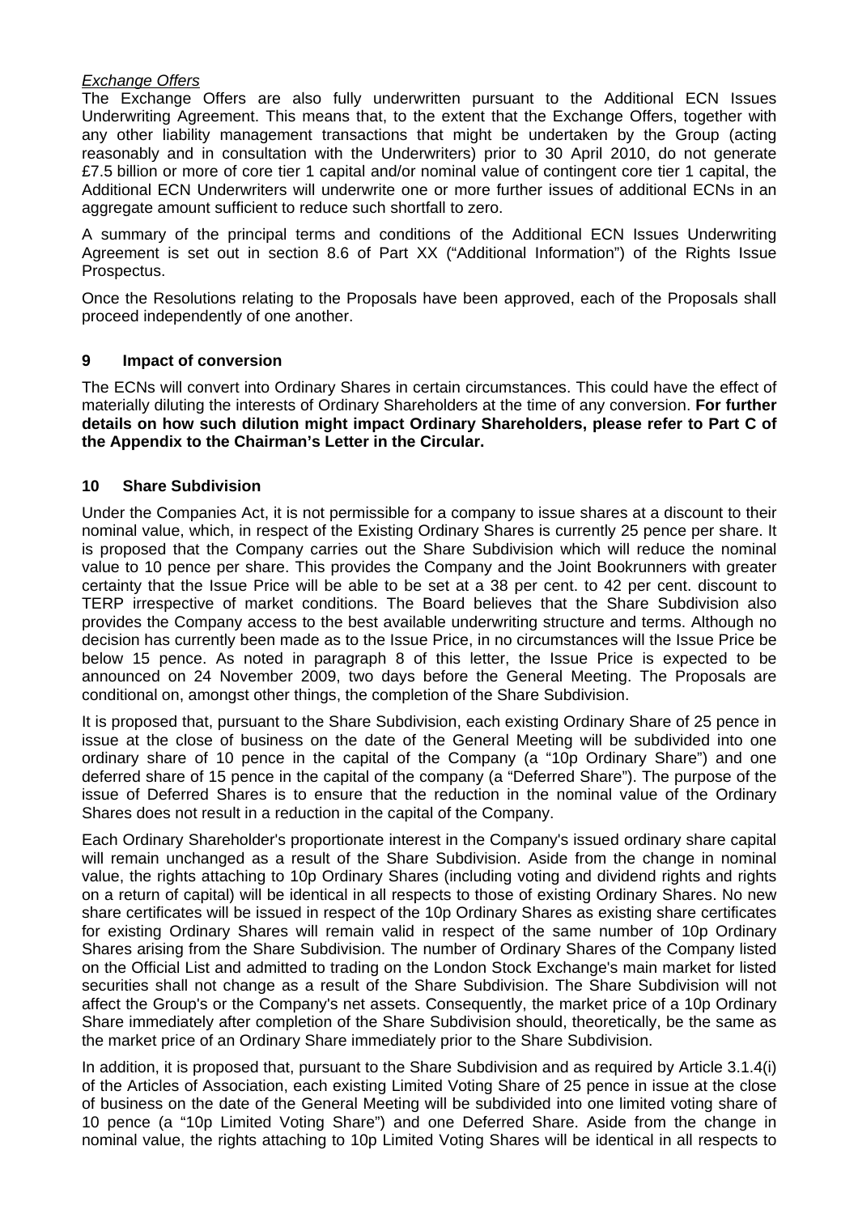*Exchange Offers*

The Exchange Offers are also fully underwritten pursuant to the Additional ECN Issues Underwriting Agreement. This means that, to the extent that the Exchange Offers, together with any other liability management transactions that might be undertaken by the Group (acting reasonably and in consultation with the Underwriters) prior to 30 April 2010, do not generate £7.5 billion or more of core tier 1 capital and/or nominal value of contingent core tier 1 capital, the Additional ECN Underwriters will underwrite one or more further issues of additional ECNs in an aggregate amount sufficient to reduce such shortfall to zero.

A summary of the principal terms and conditions of the Additional ECN Issues Underwriting Agreement is set out in section 8.6 of Part XX ("Additional Information") of the Rights Issue Prospectus.

Once the Resolutions relating to the Proposals have been approved, each of the Proposals shall proceed independently of one another.

## 9 Impact of conversion

The ECNs will convert into Ordinary Shares in certain circumstances. This could have the effect of materially diluting the interests of Ordinary Shareholders at the time of any conversion. **For further details on how such dilution might impact Ordinary Shareholders, please refer to Part C of the Appendix to the Chairman's Letter in the Circular.**

## 10 Share Subdivision

Under the Companies Act, it is not permissible for a company to issue shares at a discount to their nominal value, which, in respect of the Existing Ordinary Shares is currently 25 pence per share. It is proposed that the Company carries out the Share Subdivision which will reduce the nominal value to 10 pence per share. This provides the Company and the Joint Bookrunners with greater certainty that the Issue Price will be able to be set at a 38 per cent. to 42 per cent. discount to TERP irrespective of market conditions. The Board believes that the Share Subdivision also provides the Company access to the best available underwriting structure and terms. Although no decision has currently been made as to the Issue Price, in no circumstances will the Issue Price be below 15 pence. As noted in paragraph 8 of this letter, the Issue Price is expected to be announced on 24 November 2009, two days before the General Meeting. The Proposals are conditional on, amongst other things, the completion of the Share Subdivision.

It is proposed that, pursuant to the Share Subdivision, each existing Ordinary Share of 25 pence in issue at the close of business on the date of the General Meeting will be subdivided into one ordinary share of 10 pence in the capital of the Company (a "10p Ordinary Share") and one deferred share of 15 pence in the capital of the company (a "Deferred Share"). The purpose of the issue of Deferred Shares is to ensure that the reduction in the nominal value of the Ordinary Shares does not result in a reduction in the capital of the Company.

Each Ordinary Shareholder's proportionate interest in the Company's issued ordinary share capital will remain unchanged as a result of the Share Subdivision. Aside from the change in nominal value, the rights attaching to 10p Ordinary Shares (including voting and dividend rights and rights on a return of capital) will be identical in all respects to those of existing Ordinary Shares. No new share certificates will be issued in respect of the 10p Ordinary Shares as existing share certificates for existing Ordinary Shares will remain valid in respect of the same number of 10p Ordinary Shares arising from the Share Subdivision. The number of Ordinary Shares of the Company listed on the Official List and admitted to trading on the London Stock Exchange's main market for listed securities shall not change as a result of the Share Subdivision. The Share Subdivision will not affect the Group's or the Company's net assets. Consequently, the market price of a 10p Ordinary Share immediately after completion of the Share Subdivision should, theoretically, be the same as the market price of an Ordinary Share immediately prior to the Share Subdivision.

In addition, it is proposed that, pursuant to the Share Subdivision and as required by Article 3.1.4(i) of the Articles of Association, each existing Limited Voting Share of 25 pence in issue at the close of business on the date of the General Meeting will be subdivided into one limited voting share of 10 pence (a "10p Limited Voting Share") and one Deferred Share. Aside from the change in nominal value, the rights attaching to 10p Limited Voting Shares will be identical in all respects to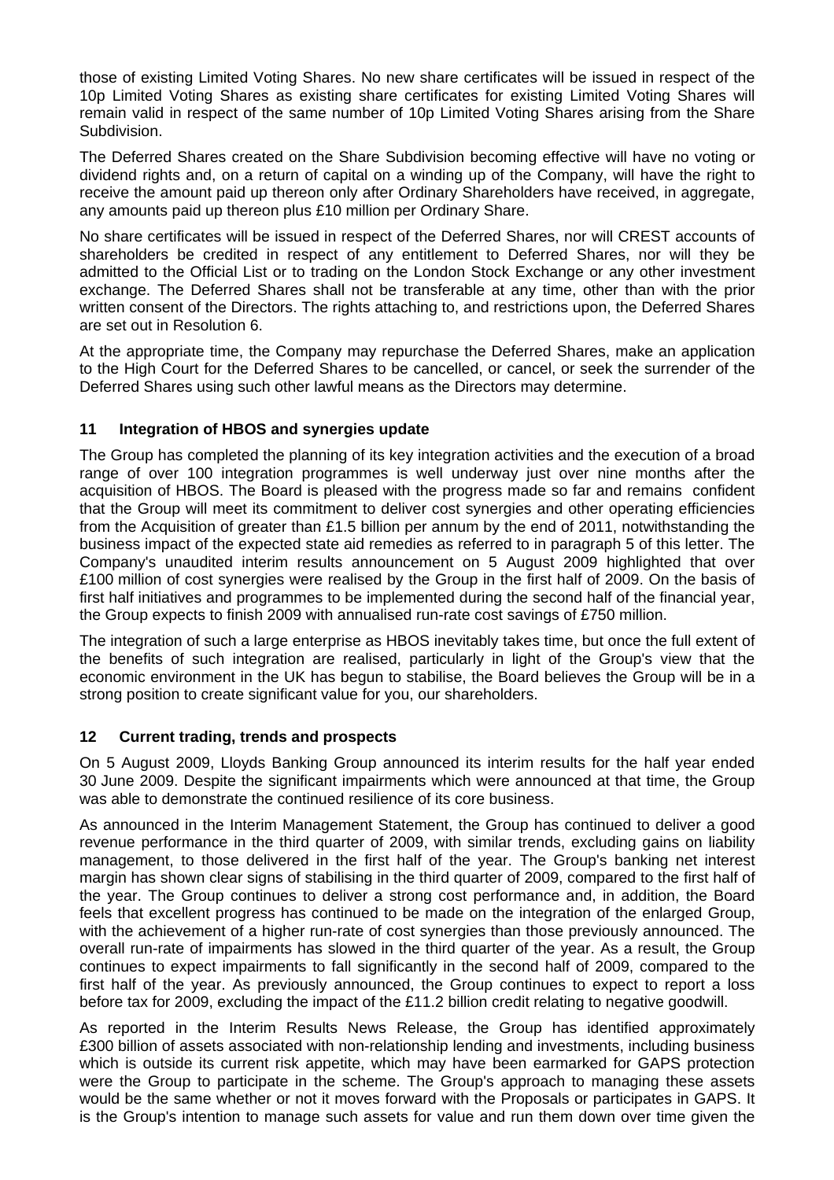those of existing Limited Voting Shares. No new share certificates will be issued in respect of the 10p Limited Voting Shares as existing share certificates for existing Limited Voting Shares will remain valid in respect of the same number of 10p Limited Voting Shares arising from the Share Subdivision.

The Deferred Shares created on the Share Subdivision becoming effective will have no voting or dividend rights and, on a return of capital on a winding up of the Company, will have the right to receive the amount paid up thereon only after Ordinary Shareholders have received, in aggregate, any amounts paid up thereon plus £10 million per Ordinary Share.

No share certificates will be issued in respect of the Deferred Shares, nor will CREST accounts of shareholders be credited in respect of any entitlement to Deferred Shares, nor will they be admitted to the Official List or to trading on the London Stock Exchange or any other investment exchange. The Deferred Shares shall not be transferable at any time, other than with the prior written consent of the Directors. The rights attaching to, and restrictions upon, the Deferred Shares are set out in Resolution 6.

At the appropriate time, the Company may repurchase the Deferred Shares, make an application to the High Court for the Deferred Shares to be cancelled, or cancel, or seek the surrender of the Deferred Shares using such other lawful means as the Directors may determine.

## 11 Integration of HBOS and synergies update

The Group has completed the planning of its key integration activities and the execution of a broad range of over 100 integration programmes is well underway just over nine months after the acquisition of HBOS. The Board is pleased with the progress made so far and remains confident that the Group will meet its commitment to deliver cost synergies and other operating efficiencies from the Acquisition of greater than £1.5 billion per annum by the end of 2011, notwithstanding the business impact of the expected state aid remedies as referred to in paragraph 5 of this letter. The Company's unaudited interim results announcement on 5 August 2009 highlighted that over £100 million of cost synergies were realised by the Group in the first half of 2009. On the basis of first half initiatives and programmes to be implemented during the second half of the financial year, the Group expects to finish 2009 with annualised run-rate cost savings of £750 million.

The integration of such a large enterprise as HBOS inevitably takes time, but once the full extent of the benefits of such integration are realised, particularly in light of the Group's view that the economic environment in the UK has begun to stabilise, the Board believes the Group will be in a strong position to create significant value for you, our shareholders.

## 12 Current trading, trends and prospects

On 5 August 2009, Lloyds Banking Group announced its interim results for the half year ended 30 June 2009. Despite the significant impairments which were announced at that time, the Group was able to demonstrate the continued resilience of its core business.

As announced in the Interim Management Statement, the Group has continued to deliver a good revenue performance in the third quarter of 2009, with similar trends, excluding gains on liability management, to those delivered in the first half of the year. The Group's banking net interest margin has shown clear signs of stabilising in the third quarter of 2009, compared to the first half of the year. The Group continues to deliver a strong cost performance and, in addition, the Board feels that excellent progress has continued to be made on the integration of the enlarged Group, with the achievement of a higher run-rate of cost synergies than those previously announced. The overall run-rate of impairments has slowed in the third quarter of the year. As a result, the Group continues to expect impairments to fall significantly in the second half of 2009, compared to the first half of the year. As previously announced, the Group continues to expect to report a loss before tax for 2009, excluding the impact of the £11.2 billion credit relating to negative goodwill.

As reported in the Interim Results News Release, the Group has identified approximately £300 billion of assets associated with non-relationship lending and investments, including business which is outside its current risk appetite, which may have been earmarked for GAPS protection were the Group to participate in the scheme. The Group's approach to managing these assets would be the same whether or not it moves forward with the Proposals or participates in GAPS. It is the Group's intention to manage such assets for value and run them down over time given the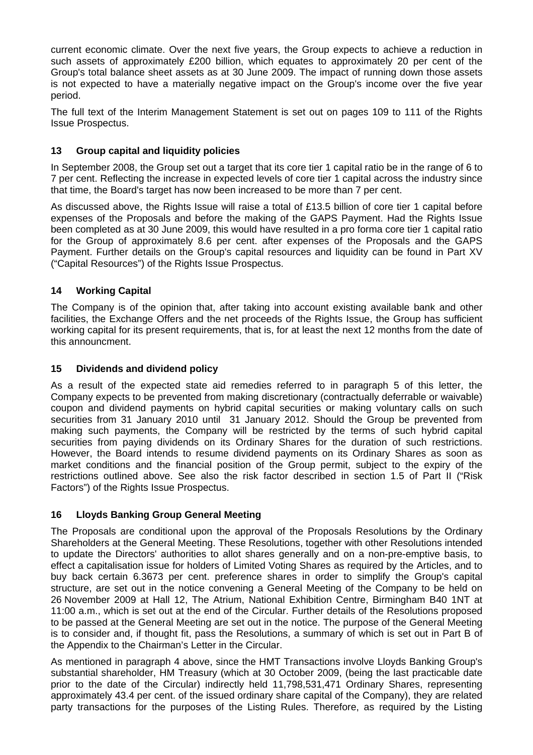current economic climate. Over the next five years, the Group expects to achieve a reduction in such assets of approximately £200 billion, which equates to approximately 20 per cent of the Group's total balance sheet assets as at 30 June 2009. The impact of running down those assets is not expected to have a materially negative impact on the Group's income over the five year period.

The full text of the Interim Management Statement is set out on pages 109 to 111 of the Rights Issue Prospectus.

## 13 Group capital and liquidity policies

In September 2008, the Group set out a target that its core tier 1 capital ratio be in the range of 6 to 7 per cent. Reflecting the increase in expected levels of core tier 1 capital across the industry since that time, the Board's target has now been increased to be more than 7 per cent.

As discussed above, the Rights Issue will raise a total of £13.5 billion of core tier 1 capital before expenses of the Proposals and before the making of the GAPS Payment. Had the Rights Issue been completed as at 30 June 2009, this would have resulted in a pro forma core tier 1 capital ratio for the Group of approximately 8.6 per cent. after expenses of the Proposals and the GAPS Payment. Further details on the Group's capital resources and liquidity can be found in Part XV ("Capital Resources") of the Rights Issue Prospectus.

## 14 Working Capital

The Company is of the opinion that, after taking into account existing available bank and other facilities, the Exchange Offers and the net proceeds of the Rights Issue, the Group has sufficient working capital for its present requirements, that is, for at least the next 12 months from the date of this announcment.

## 15 Dividends and dividend policy

As a result of the expected state aid remedies referred to in paragraph 5 of this letter, the Company expects to be prevented from making discretionary (contractually deferrable or waivable) coupon and dividend payments on hybrid capital securities or making voluntary calls on such securities from 31 January 2010 until 31 January 2012. Should the Group be prevented from making such payments, the Company will be restricted by the terms of such hybrid capital securities from paying dividends on its Ordinary Shares for the duration of such restrictions. However, the Board intends to resume dividend payments on its Ordinary Shares as soon as market conditions and the financial position of the Group permit, subject to the expiry of the restrictions outlined above. See also the risk factor described in section 1.5 of Part II ("Risk Factors") of the Rights Issue Prospectus.

## 16 Lloyds Banking Group General Meeting

The Proposals are conditional upon the approval of the Proposals Resolutions by the Ordinary Shareholders at the General Meeting. These Resolutions, together with other Resolutions intended to update the Directors' authorities to allot shares generally and on a non-pre-emptive basis, to effect a capitalisation issue for holders of Limited Voting Shares as required by the Articles, and to buy back certain 6.3673 per cent. preference shares in order to simplify the Group's capital structure, are set out in the notice convening a General Meeting of the Company to be held on 26 November 2009 at Hall 12, The Atrium, National Exhibition Centre, Birmingham B40 1NT at 11:00 a.m., which is set out at the end of the Circular. Further details of the Resolutions proposed to be passed at the General Meeting are set out in the notice. The purpose of the General Meeting is to consider and, if thought fit, pass the Resolutions, a summary of which is set out in Part B of the Appendix to the Chairman's Letter in the Circular.

As mentioned in paragraph 4 above, since the HMT Transactions involve Lloyds Banking Group's substantial shareholder, HM Treasury (which at 30 October 2009, (being the last practicable date prior to the date of the Circular) indirectly held 11,798,531,471 Ordinary Shares, representing approximately 43.4 per cent. of the issued ordinary share capital of the Company), they are related party transactions for the purposes of the Listing Rules. Therefore, as required by the Listing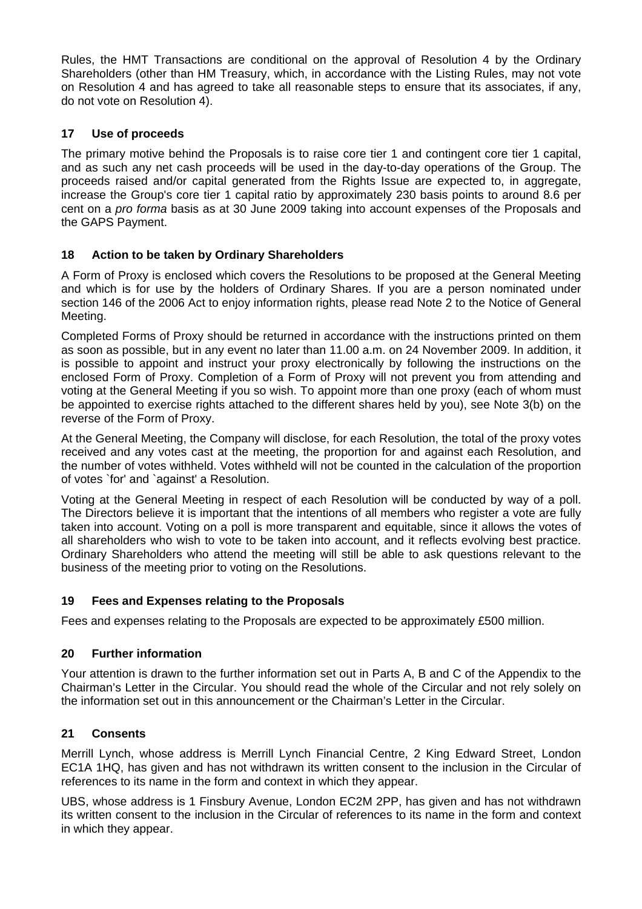Rules, the HMT Transactions are conditional on the approval of Resolution 4 by the Ordinary Shareholders (other than HM Treasury, which, in accordance with the Listing Rules, may not vote on Resolution 4 and has agreed to take all reasonable steps to ensure that its associates, if any, do not vote on Resolution 4).

## 17 Use of proceeds

The primary motive behind the Proposals is to raise core tier 1 and contingent core tier 1 capital, and as such any net cash proceeds will be used in the day-to-day operations of the Group. The proceeds raised and/or capital generated from the Rights Issue are expected to, in aggregate, increase the Group's core tier 1 capital ratio by approximately 230 basis points to around 8.6 per cent on a *pro forma* basis as at 30 June 2009 taking into account expenses of the Proposals and the GAPS Payment.

## 18 Action to be taken by Ordinary Shareholders

A Form of Proxy is enclosed which covers the Resolutions to be proposed at the General Meeting and which is for use by the holders of Ordinary Shares. If you are a person nominated under section 146 of the 2006 Act to enjoy information rights, please read Note 2 to the Notice of General Meeting.

Completed Forms of Proxy should be returned in accordance with the instructions printed on them as soon as possible, but in any event no later than 11.00 a.m. on 24 November 2009. In addition, it is possible to appoint and instruct your proxy electronically by following the instructions on the enclosed Form of Proxy. Completion of a Form of Proxy will not prevent you from attending and voting at the General Meeting if you so wish. To appoint more than one proxy (each of whom must be appointed to exercise rights attached to the different shares held by you), see Note 3(b) on the reverse of the Form of Proxy.

At the General Meeting, the Company will disclose, for each Resolution, the total of the proxy votes received and any votes cast at the meeting, the proportion for and against each Resolution, and the number of votes withheld. Votes withheld will not be counted in the calculation of the proportion of votes `for' and `against' a Resolution.

Voting at the General Meeting in respect of each Resolution will be conducted by way of a poll. The Directors believe it is important that the intentions of all members who register a vote are fully taken into account. Voting on a poll is more transparent and equitable, since it allows the votes of all shareholders who wish to vote to be taken into account, and it reflects evolving best practice. Ordinary Shareholders who attend the meeting will still be able to ask questions relevant to the business of the meeting prior to voting on the Resolutions.

## 19 Fees and Expenses relating to the Proposals

Fees and expenses relating to the Proposals are expected to be approximately £500 million.

## 20 Further information

Your attention is drawn to the further information set out in Parts A, B and C of the Appendix to the Chairman's Letter in the Circular. You should read the whole of the Circular and not rely solely on the information set out in this announcement or the Chairman's Letter in the Circular.

## 21 Consents

Merrill Lynch, whose address is Merrill Lynch Financial Centre, 2 King Edward Street, London EC1A 1HQ, has given and has not withdrawn its written consent to the inclusion in the Circular of references to its name in the form and context in which they appear.

UBS, whose address is 1 Finsbury Avenue, London EC2M 2PP, has given and has not withdrawn its written consent to the inclusion in the Circular of references to its name in the form and context in which they appear.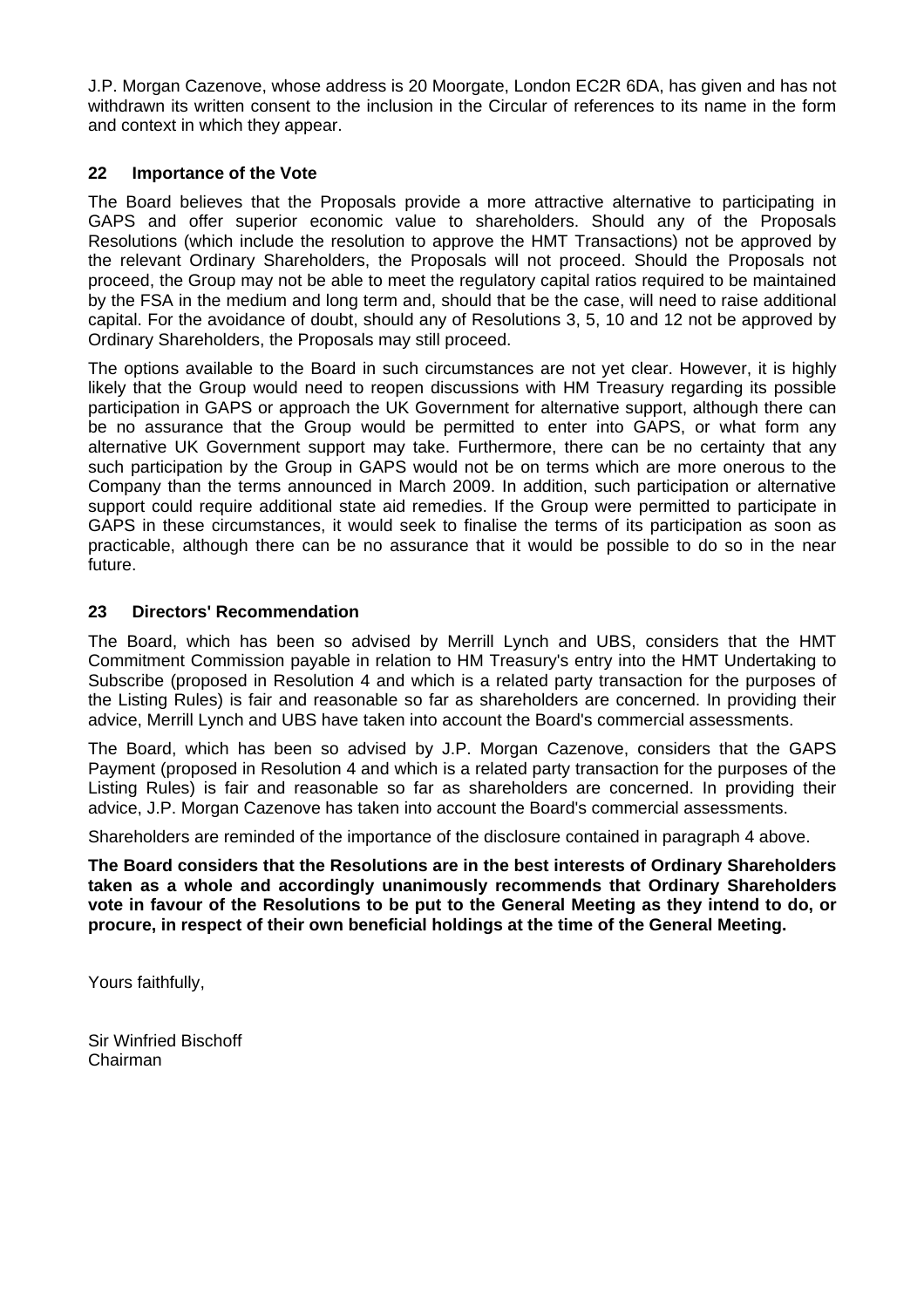J.P. Morgan Cazenove, whose address is 20 Moorgate, London EC2R 6DA, has given and has not withdrawn its written consent to the inclusion in the Circular of references to its name in the form and context in which they appear.

## 22 Importance of the Vote

The Board believes that the Proposals provide a more attractive alternative to participating in GAPS and offer superior economic value to shareholders. Should any of the Proposals Resolutions (which include the resolution to approve the HMT Transactions) not be approved by the relevant Ordinary Shareholders, the Proposals will not proceed. Should the Proposals not proceed, the Group may not be able to meet the regulatory capital ratios required to be maintained by the FSA in the medium and long term and, should that be the case, will need to raise additional capital. For the avoidance of doubt, should any of Resolutions 3, 5, 10 and 12 not be approved by Ordinary Shareholders, the Proposals may still proceed.

The options available to the Board in such circumstances are not yet clear. However, it is highly likely that the Group would need to reopen discussions with HM Treasury regarding its possible participation in GAPS or approach the UK Government for alternative support, although there can be no assurance that the Group would be permitted to enter into GAPS, or what form any alternative UK Government support may take. Furthermore, there can be no certainty that any such participation by the Group in GAPS would not be on terms which are more onerous to the Company than the terms announced in March 2009. In addition, such participation or alternative support could require additional state aid remedies. If the Group were permitted to participate in GAPS in these circumstances, it would seek to finalise the terms of its participation as soon as practicable, although there can be no assurance that it would be possible to do so in the near future.

## 23 Directors' Recommendation

The Board, which has been so advised by Merrill Lynch and UBS, considers that the HMT Commitment Commission payable in relation to HM Treasury's entry into the HMT Undertaking to Subscribe (proposed in Resolution 4 and which is a related party transaction for the purposes of the Listing Rules) is fair and reasonable so far as shareholders are concerned. In providing their advice, Merrill Lynch and UBS have taken into account the Board's commercial assessments.

The Board, which has been so advised by J.P. Morgan Cazenove, considers that the GAPS Payment (proposed in Resolution 4 and which is a related party transaction for the purposes of the Listing Rules) is fair and reasonable so far as shareholders are concerned. In providing their advice, J.P. Morgan Cazenove has taken into account the Board's commercial assessments.

Shareholders are reminded of the importance of the disclosure contained in paragraph 4 above.

**The Board considers that the Resolutions are in the best interests of Ordinary Shareholders taken as a whole and accordingly unanimously recommends that Ordinary Shareholders vote in favour of the Resolutions to be put to the General Meeting as they intend to do, or procure, in respect of their own beneficial holdings at the time of the General Meeting.**

Yours faithfully,

Sir Winfried Bischoff
Chairman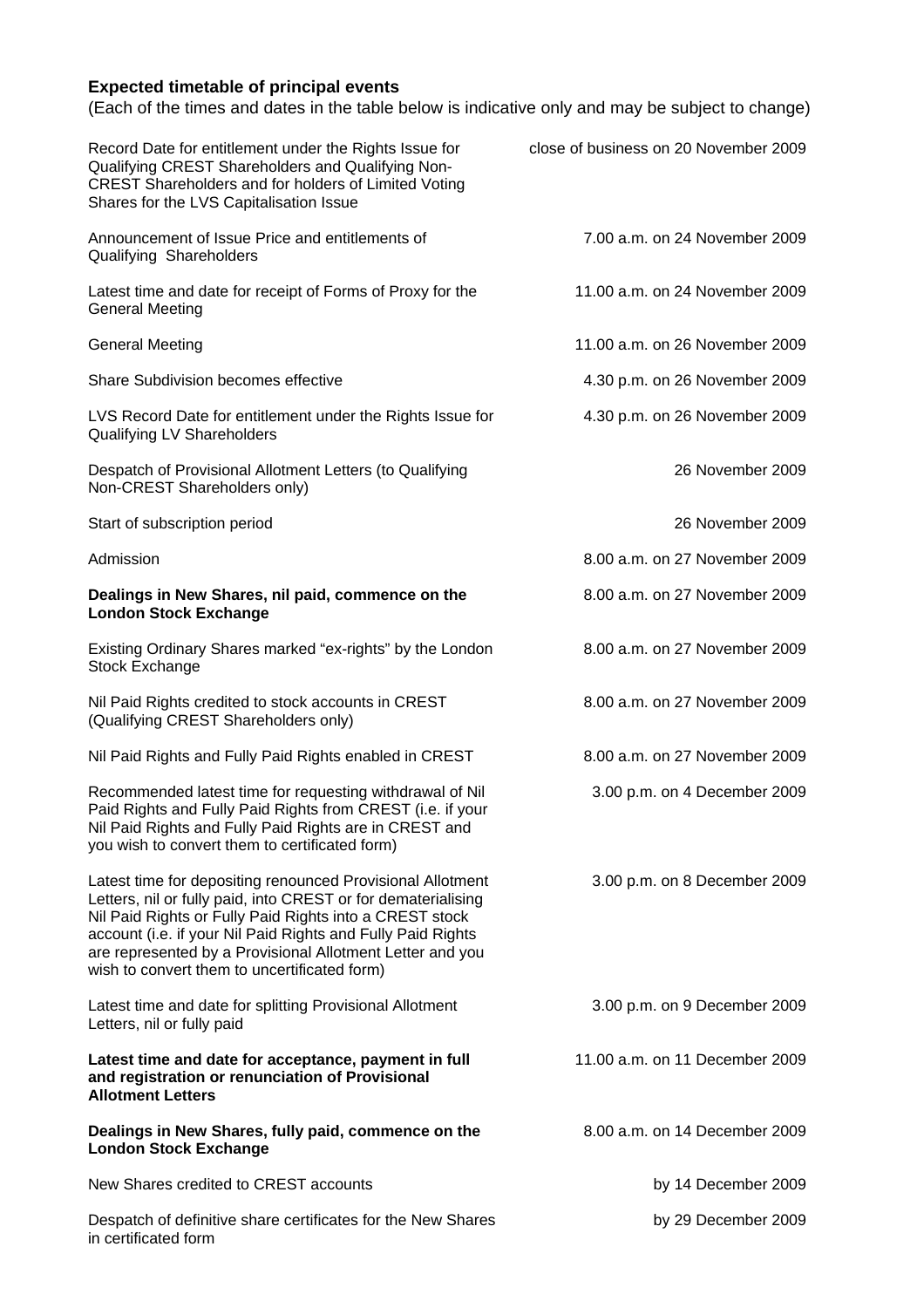**Expected timetable of principal events**

(Each of the times and dates in the table below is indicative only and may be subject to change)

| Event | Time and date |
|---|---|
| Record Date for entitlement under the Rights Issue for Qualifying CREST Shareholders and Qualifying Non-CREST Shareholders and for holders of Limited Voting Shares for the LVS Capitalisation Issue | close of business on 20 November 2009 |
| Announcement of Issue Price and entitlements of Qualifying Shareholders | 7.00 a.m. on 24 November 2009 |
| Latest time and date for receipt of Forms of Proxy for the General Meeting | 11.00 a.m. on 24 November 2009 |
| General Meeting | 11.00 a.m. on 26 November 2009 |
| Share Subdivision becomes effective | 4.30 p.m. on 26 November 2009 |
| LVS Record Date for entitlement under the Rights Issue for Qualifying LV Shareholders | 4.30 p.m. on 26 November 2009 |
| Despatch of Provisional Allotment Letters (to Qualifying Non-CREST Shareholders only) | 26 November 2009 |
| Start of subscription period | 26 November 2009 |
| Admission | 8.00 a.m. on 27 November 2009 |
| **Dealings in New Shares, nil paid, commence on the London Stock Exchange** | 8.00 a.m. on 27 November 2009 |
| Existing Ordinary Shares marked "ex-rights" by the London Stock Exchange | 8.00 a.m. on 27 November 2009 |
| Nil Paid Rights credited to stock accounts in CREST (Qualifying CREST Shareholders only) | 8.00 a.m. on 27 November 2009 |
| Nil Paid Rights and Fully Paid Rights enabled in CREST | 8.00 a.m. on 27 November 2009 |
| Recommended latest time for requesting withdrawal of Nil Paid Rights and Fully Paid Rights from CREST (i.e. if your Nil Paid Rights and Fully Paid Rights are in CREST and you wish to convert them to certificated form) | 3.00 p.m. on 4 December 2009 |
| Latest time for depositing renounced Provisional Allotment Letters, nil or fully paid, into CREST or for dematerialising Nil Paid Rights or Fully Paid Rights into a CREST stock account (i.e. if your Nil Paid Rights and Fully Paid Rights are represented by a Provisional Allotment Letter and you wish to convert them to uncertificated form) | 3.00 p.m. on 8 December 2009 |
| Latest time and date for splitting Provisional Allotment Letters, nil or fully paid | 3.00 p.m. on 9 December 2009 |
| **Latest time and date for acceptance, payment in full and registration or renunciation of Provisional Allotment Letters** | 11.00 a.m. on 11 December 2009 |
| **Dealings in New Shares, fully paid, commence on the London Stock Exchange** | 8.00 a.m. on 14 December 2009 |
| New Shares credited to CREST accounts | by 14 December 2009 |
| Despatch of definitive share certificates for the New Shares in certificated form | by 29 December 2009 |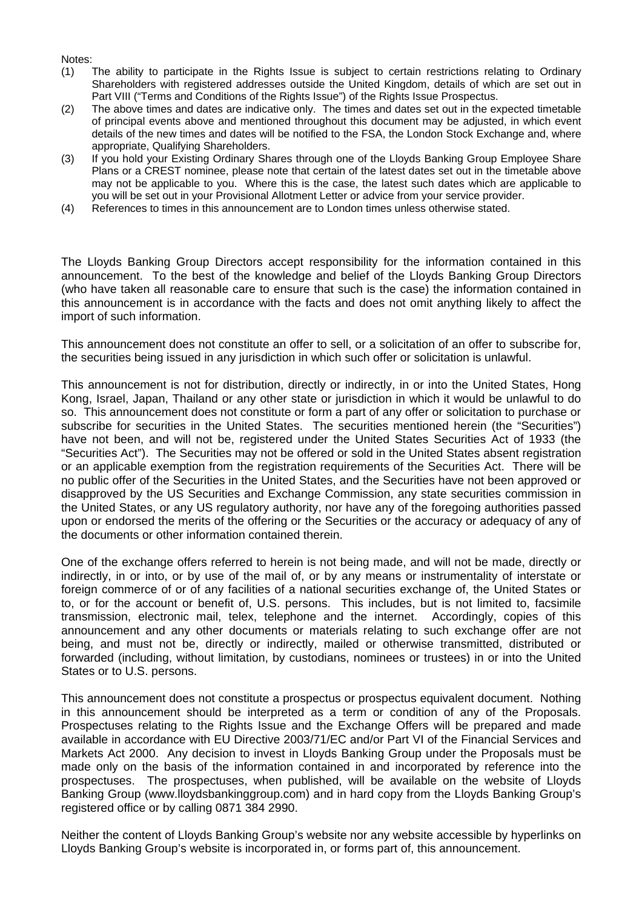Notes:

(1) The ability to participate in the Rights Issue is subject to certain restrictions relating to Ordinary Shareholders with registered addresses outside the United Kingdom, details of which are set out in Part VIII ("Terms and Conditions of the Rights Issue") of the Rights Issue Prospectus.

(2) The above times and dates are indicative only. The times and dates set out in the expected timetable of principal events above and mentioned throughout this document may be adjusted, in which event details of the new times and dates will be notified to the FSA, the London Stock Exchange and, where appropriate, Qualifying Shareholders.

(3) If you hold your Existing Ordinary Shares through one of the Lloyds Banking Group Employee Share Plans or a CREST nominee, please note that certain of the latest dates set out in the timetable above may not be applicable to you. Where this is the case, the latest such dates which are applicable to you will be set out in your Provisional Allotment Letter or advice from your service provider.

(4) References to times in this announcement are to London times unless otherwise stated.

The Lloyds Banking Group Directors accept responsibility for the information contained in this announcement. To the best of the knowledge and belief of the Lloyds Banking Group Directors (who have taken all reasonable care to ensure that such is the case) the information contained in this announcement is in accordance with the facts and does not omit anything likely to affect the import of such information.

This announcement does not constitute an offer to sell, or a solicitation of an offer to subscribe for, the securities being issued in any jurisdiction in which such offer or solicitation is unlawful.

This announcement is not for distribution, directly or indirectly, in or into the United States, Hong Kong, Israel, Japan, Thailand or any other state or jurisdiction in which it would be unlawful to do so. This announcement does not constitute or form a part of any offer or solicitation to purchase or subscribe for securities in the United States. The securities mentioned herein (the "Securities") have not been, and will not be, registered under the United States Securities Act of 1933 (the "Securities Act"). The Securities may not be offered or sold in the United States absent registration or an applicable exemption from the registration requirements of the Securities Act. There will be no public offer of the Securities in the United States, and the Securities have not been approved or disapproved by the US Securities and Exchange Commission, any state securities commission in the United States, or any US regulatory authority, nor have any of the foregoing authorities passed upon or endorsed the merits of the offering or the Securities or the accuracy or adequacy of any of the documents or other information contained therein.

One of the exchange offers referred to herein is not being made, and will not be made, directly or indirectly, in or into, or by use of the mail of, or by any means or instrumentality of interstate or foreign commerce of or of any facilities of a national securities exchange of, the United States or to, or for the account or benefit of, U.S. persons. This includes, but is not limited to, facsimile transmission, electronic mail, telex, telephone and the internet. Accordingly, copies of this announcement and any other documents or materials relating to such exchange offer are not being, and must not be, directly or indirectly, mailed or otherwise transmitted, distributed or forwarded (including, without limitation, by custodians, nominees or trustees) in or into the United States or to U.S. persons.

This announcement does not constitute a prospectus or prospectus equivalent document. Nothing in this announcement should be interpreted as a term or condition of any of the Proposals. Prospectuses relating to the Rights Issue and the Exchange Offers will be prepared and made available in accordance with EU Directive 2003/71/EC and/or Part VI of the Financial Services and Markets Act 2000. Any decision to invest in Lloyds Banking Group under the Proposals must be made only on the basis of the information contained in and incorporated by reference into the prospectuses. The prospectuses, when published, will be available on the website of Lloyds Banking Group (www.lloydsbankinggroup.com) and in hard copy from the Lloyds Banking Group's registered office or by calling 0871 384 2990.

Neither the content of Lloyds Banking Group's website nor any website accessible by hyperlinks on Lloyds Banking Group's website is incorporated in, or forms part of, this announcement.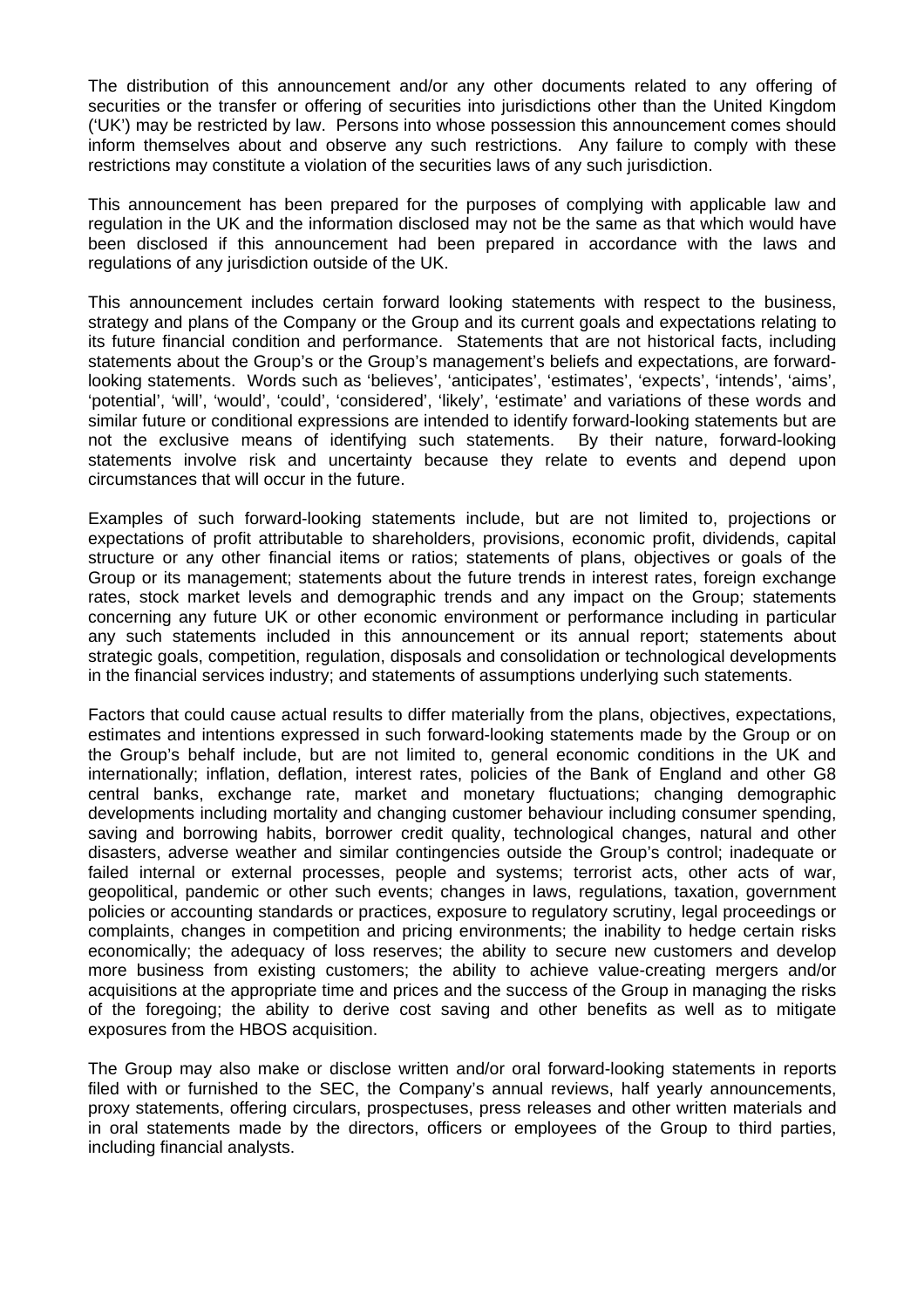The distribution of this announcement and/or any other documents related to any offering of securities or the transfer or offering of securities into jurisdictions other than the United Kingdom ('UK') may be restricted by law. Persons into whose possession this announcement comes should inform themselves about and observe any such restrictions. Any failure to comply with these restrictions may constitute a violation of the securities laws of any such jurisdiction.

This announcement has been prepared for the purposes of complying with applicable law and regulation in the UK and the information disclosed may not be the same as that which would have been disclosed if this announcement had been prepared in accordance with the laws and regulations of any jurisdiction outside of the UK.

This announcement includes certain forward looking statements with respect to the business, strategy and plans of the Company or the Group and its current goals and expectations relating to its future financial condition and performance. Statements that are not historical facts, including statements about the Group's or the Group's management's beliefs and expectations, are forward-looking statements. Words such as 'believes', 'anticipates', 'estimates', 'expects', 'intends', 'aims', 'potential', 'will', 'would', 'could', 'considered', 'likely', 'estimate' and variations of these words and similar future or conditional expressions are intended to identify forward-looking statements but are not the exclusive means of identifying such statements. By their nature, forward-looking statements involve risk and uncertainty because they relate to events and depend upon circumstances that will occur in the future.

Examples of such forward-looking statements include, but are not limited to, projections or expectations of profit attributable to shareholders, provisions, economic profit, dividends, capital structure or any other financial items or ratios; statements of plans, objectives or goals of the Group or its management; statements about the future trends in interest rates, foreign exchange rates, stock market levels and demographic trends and any impact on the Group; statements concerning any future UK or other economic environment or performance including in particular any such statements included in this announcement or its annual report; statements about strategic goals, competition, regulation, disposals and consolidation or technological developments in the financial services industry; and statements of assumptions underlying such statements.

Factors that could cause actual results to differ materially from the plans, objectives, expectations, estimates and intentions expressed in such forward-looking statements made by the Group or on the Group's behalf include, but are not limited to, general economic conditions in the UK and internationally; inflation, deflation, interest rates, policies of the Bank of England and other G8 central banks, exchange rate, market and monetary fluctuations; changing demographic developments including mortality and changing customer behaviour including consumer spending, saving and borrowing habits, borrower credit quality, technological changes, natural and other disasters, adverse weather and similar contingencies outside the Group's control; inadequate or failed internal or external processes, people and systems; terrorist acts, other acts of war, geopolitical, pandemic or other such events; changes in laws, regulations, taxation, government policies or accounting standards or practices, exposure to regulatory scrutiny, legal proceedings or complaints, changes in competition and pricing environments; the inability to hedge certain risks economically; the adequacy of loss reserves; the ability to secure new customers and develop more business from existing customers; the ability to achieve value-creating mergers and/or acquisitions at the appropriate time and prices and the success of the Group in managing the risks of the foregoing; the ability to derive cost saving and other benefits as well as to mitigate exposures from the HBOS acquisition.

The Group may also make or disclose written and/or oral forward-looking statements in reports filed with or furnished to the SEC, the Company's annual reviews, half yearly announcements, proxy statements, offering circulars, prospectuses, press releases and other written materials and in oral statements made by the directors, officers or employees of the Group to third parties, including financial analysts.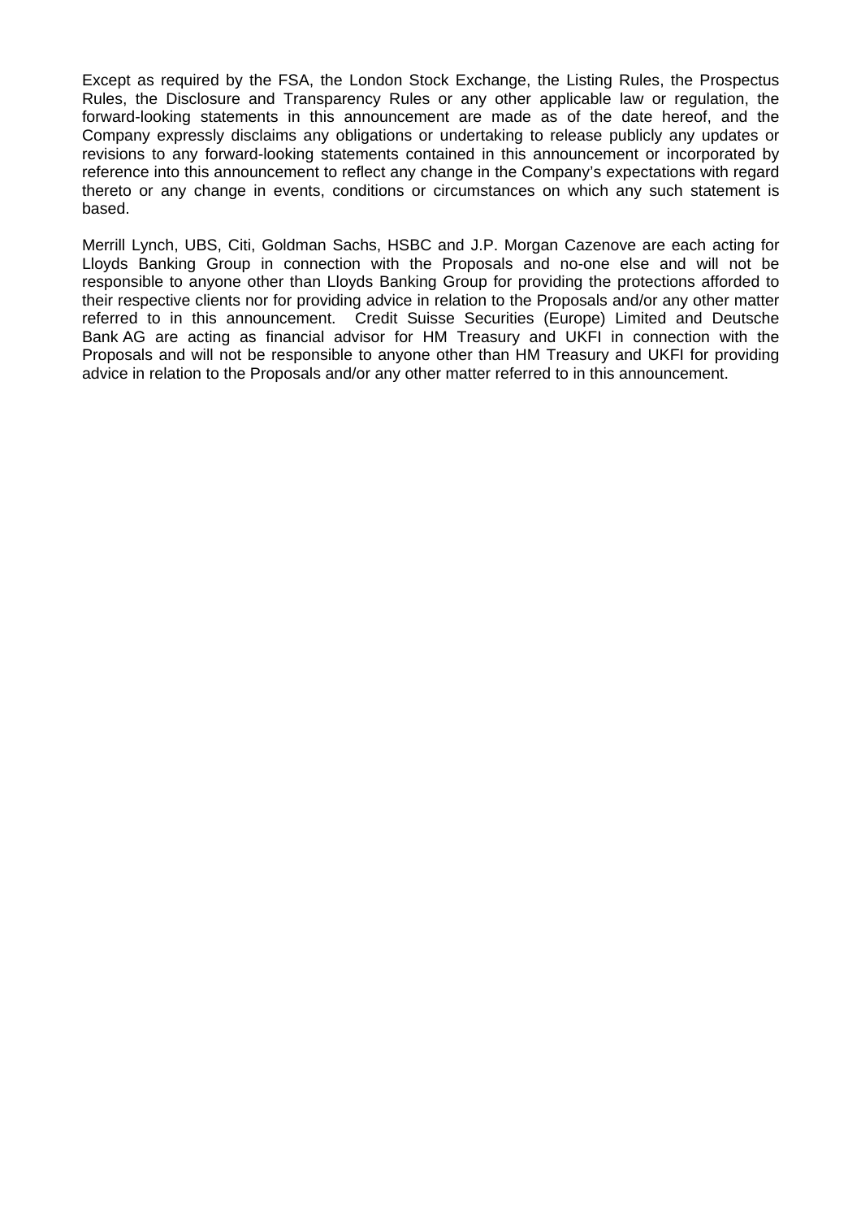Except as required by the FSA, the London Stock Exchange, the Listing Rules, the Prospectus Rules, the Disclosure and Transparency Rules or any other applicable law or regulation, the forward-looking statements in this announcement are made as of the date hereof, and the Company expressly disclaims any obligations or undertaking to release publicly any updates or revisions to any forward-looking statements contained in this announcement or incorporated by reference into this announcement to reflect any change in the Company's expectations with regard thereto or any change in events, conditions or circumstances on which any such statement is based.

Merrill Lynch, UBS, Citi, Goldman Sachs, HSBC and J.P. Morgan Cazenove are each acting for Lloyds Banking Group in connection with the Proposals and no-one else and will not be responsible to anyone other than Lloyds Banking Group for providing the protections afforded to their respective clients nor for providing advice in relation to the Proposals and/or any other matter referred to in this announcement. Credit Suisse Securities (Europe) Limited and Deutsche Bank AG are acting as financial advisor for HM Treasury and UKFI in connection with the Proposals and will not be responsible to anyone other than HM Treasury and UKFI for providing advice in relation to the Proposals and/or any other matter referred to in this announcement.